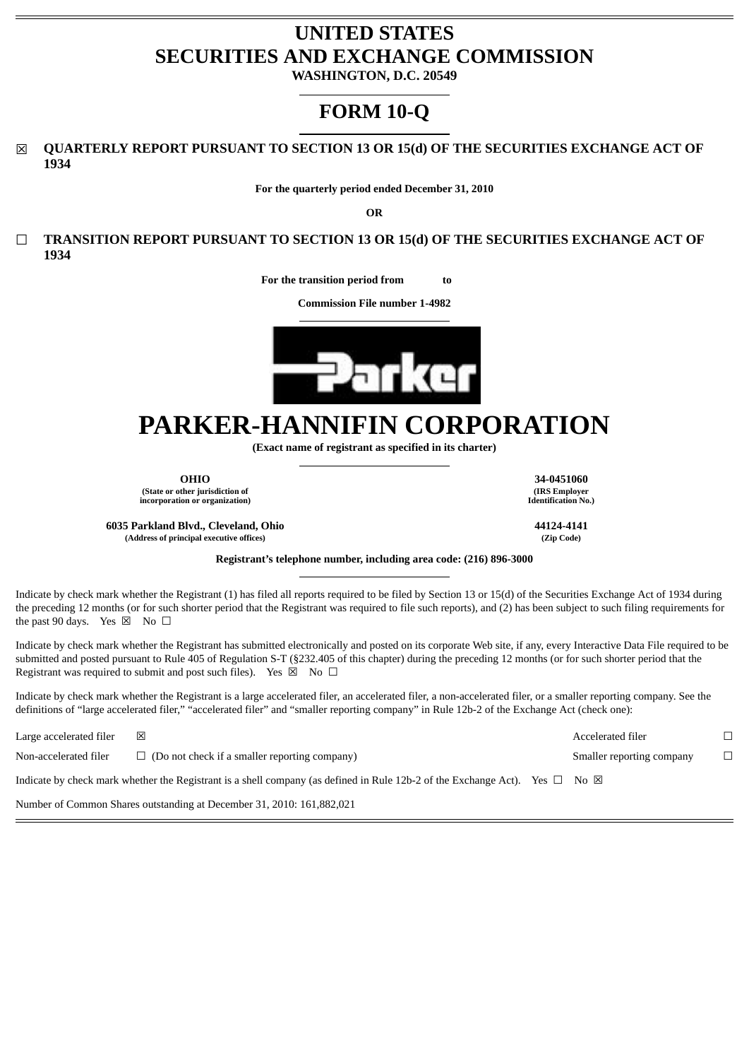# UNITED STATES
# SECURITIES AND EXCHANGE COMMISSION
**WASHINGTON, D.C. 20549**

# FORM 10-Q

☒ **QUARTERLY REPORT PURSUANT TO SECTION 13 OR 15(d) OF THE SECURITIES EXCHANGE ACT OF 1934**

**For the quarterly period ended December 31, 2010**

**OR**

☐ **TRANSITION REPORT PURSUANT TO SECTION 13 OR 15(d) OF THE SECURITIES EXCHANGE ACT OF 1934**

**For the transition period from to**

**Commission File number 1-4982**

# PARKER-HANNIFIN CORPORATION
**(Exact name of registrant as specified in its charter)**

| **OHIO** | **34-0451060** |
|---|---|
| **(State or other jurisdiction of incorporation or organization)** | **(IRS Employer Identification No.)** |
| **6035 Parkland Blvd., Cleveland, Ohio** | **44124-4141** |
| **(Address of principal executive offices)** | **(Zip Code)** |

**Registrant's telephone number, including area code: (216) 896-3000**

Indicate by check mark whether the Registrant (1) has filed all reports required to be filed by Section 13 or 15(d) of the Securities Exchange Act of 1934 during the preceding 12 months (or for such shorter period that the Registrant was required to file such reports), and (2) has been subject to such filing requirements for the past 90 days. Yes ☒ No ☐

Indicate by check mark whether the Registrant has submitted electronically and posted on its corporate Web site, if any, every Interactive Data File required to be submitted and posted pursuant to Rule 405 of Regulation S-T (§232.405 of this chapter) during the preceding 12 months (or for such shorter period that the Registrant was required to submit and post such files). Yes ☒ No ☐

Indicate by check mark whether the Registrant is a large accelerated filer, an accelerated filer, a non-accelerated filer, or a smaller reporting company. See the definitions of "large accelerated filer," "accelerated filer" and "smaller reporting company" in Rule 12b-2 of the Exchange Act (check one):

| Large accelerated filer | ☒ | Accelerated filer | ☐ |
|---|---|---|---|
| Non-accelerated filer | ☐ (Do not check if a smaller reporting company) | Smaller reporting company | ☐ |

Indicate by check mark whether the Registrant is a shell company (as defined in Rule 12b-2 of the Exchange Act). Yes ☐ No ☒

Number of Common Shares outstanding at December 31, 2010: 161,882,021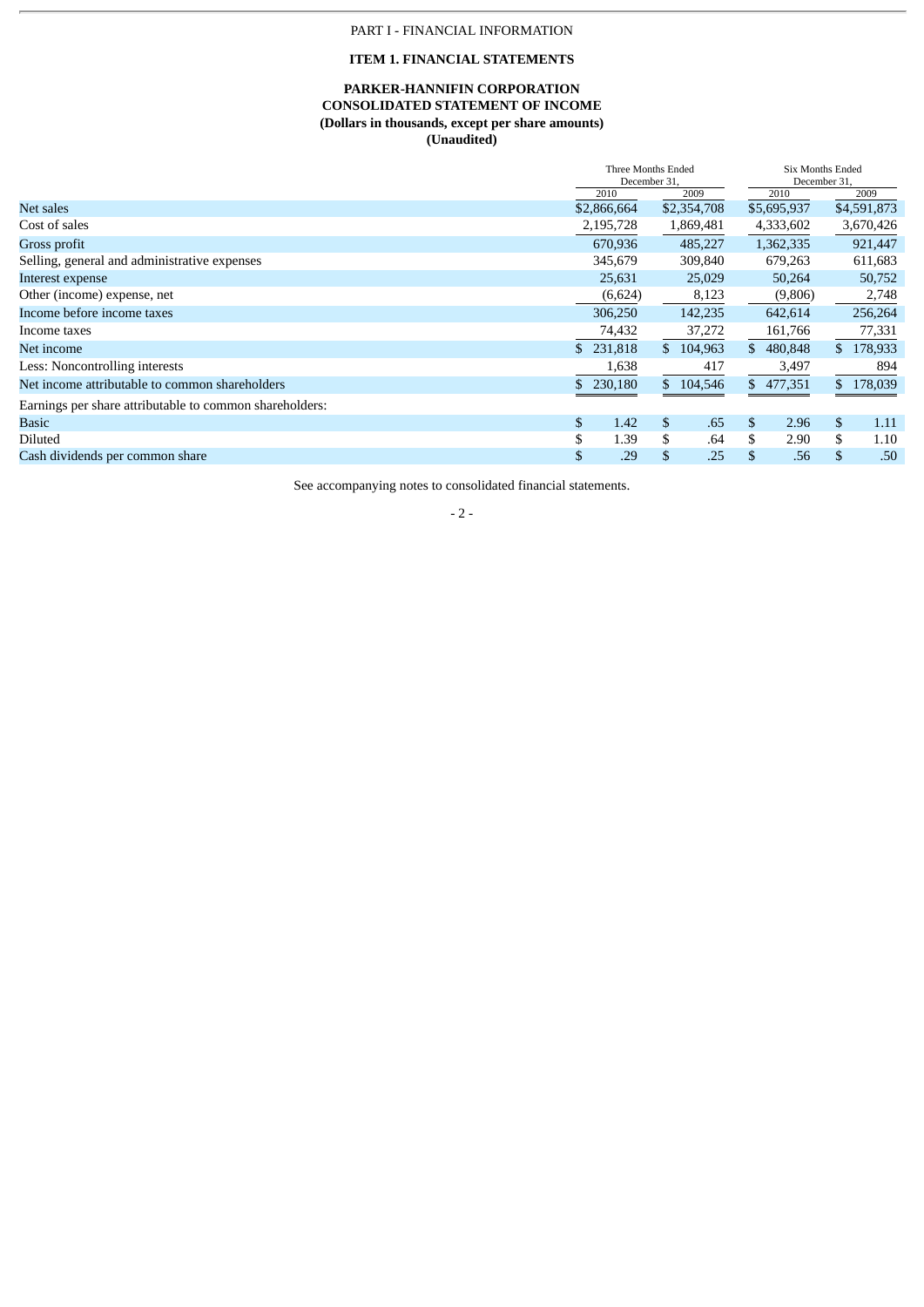PART I - FINANCIAL INFORMATION

**ITEM 1. FINANCIAL STATEMENTS**

**PARKER-HANNIFIN CORPORATION**
**CONSOLIDATED STATEMENT OF INCOME**
**(Dollars in thousands, except per share amounts)**
**(Unaudited)**

| | Three Months Ended December 31, | | Six Months Ended December 31, | |
|---|---|---|---|---|
| | 2010 | 2009 | 2010 | 2009 |
| Net sales | $2,866,664 | $2,354,708 | $5,695,937 | $4,591,873 |
| Cost of sales | 2,195,728 | 1,869,481 | 4,333,602 | 3,670,426 |
| Gross profit | 670,936 | 485,227 | 1,362,335 | 921,447 |
| Selling, general and administrative expenses | 345,679 | 309,840 | 679,263 | 611,683 |
| Interest expense | 25,631 | 25,029 | 50,264 | 50,752 |
| Other (income) expense, net | (6,624) | 8,123 | (9,806) | 2,748 |
| Income before income taxes | 306,250 | 142,235 | 642,614 | 256,264 |
| Income taxes | 74,432 | 37,272 | 161,766 | 77,331 |
| Net income | $ 231,818 | $ 104,963 | $ 480,848 | $ 178,933 |
| Less: Noncontrolling interests | 1,638 | 417 | 3,497 | 894 |
| Net income attributable to common shareholders | $ 230,180 | $ 104,546 | $ 477,351 | $ 178,039 |
| Earnings per share attributable to common shareholders: | | | | |
| Basic | $ 1.42 | $ .65 | $ 2.96 | $ 1.11 |
| Diluted | $ 1.39 | $ .64 | $ 2.90 | $ 1.10 |
| Cash dividends per common share | $ .29 | $ .25 | $ .56 | $ .50 |

See accompanying notes to consolidated financial statements.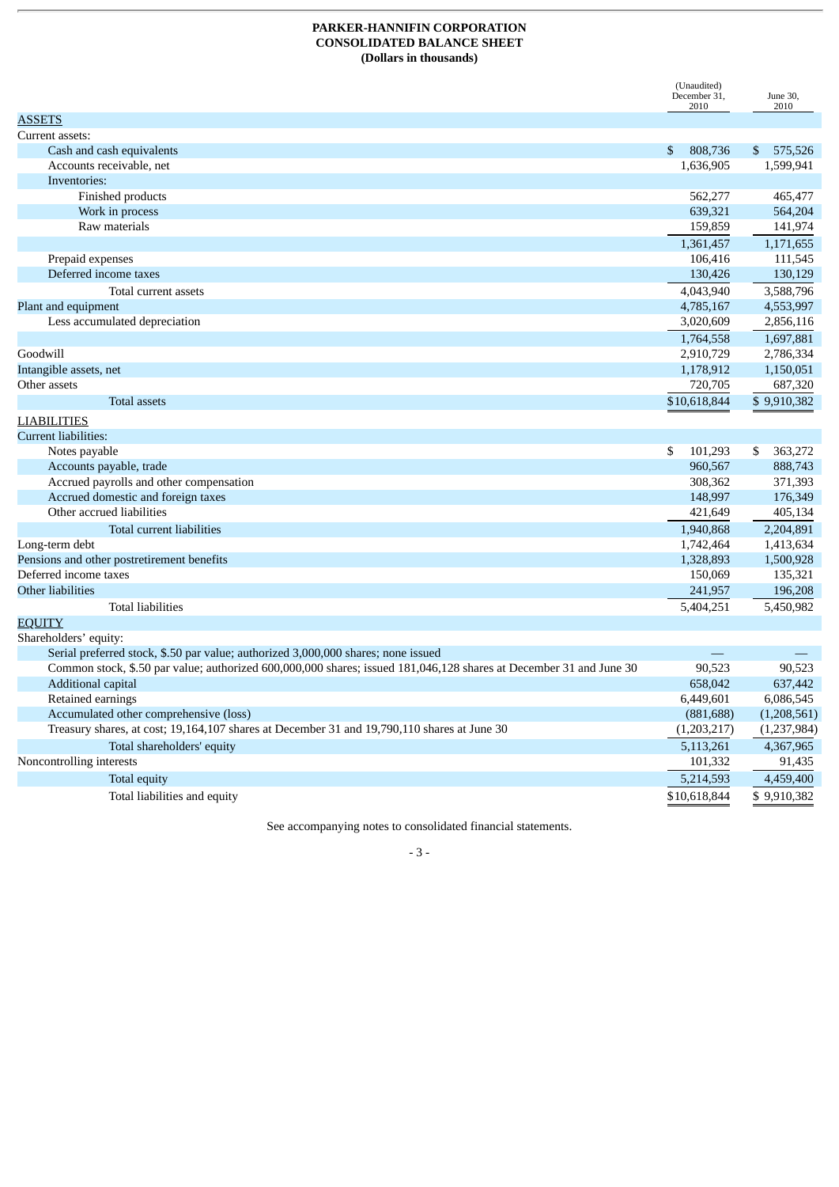**PARKER-HANNIFIN CORPORATION**
**CONSOLIDATED BALANCE SHEET**
**(Dollars in thousands)**

| | (Unaudited) December 31, 2010 | June 30, 2010 |
|---|---|---|
| ASSETS | | |
| Current assets: | | |
| Cash and cash equivalents | $ 808,736 | $ 575,526 |
| Accounts receivable, net | 1,636,905 | 1,599,941 |
| Inventories: | | |
| Finished products | 562,277 | 465,477 |
| Work in process | 639,321 | 564,204 |
| Raw materials | 159,859 | 141,974 |
| | 1,361,457 | 1,171,655 |
| Prepaid expenses | 106,416 | 111,545 |
| Deferred income taxes | 130,426 | 130,129 |
| Total current assets | 4,043,940 | 3,588,796 |
| Plant and equipment | 4,785,167 | 4,553,997 |
| Less accumulated depreciation | 3,020,609 | 2,856,116 |
| | 1,764,558 | 1,697,881 |
| Goodwill | 2,910,729 | 2,786,334 |
| Intangible assets, net | 1,178,912 | 1,150,051 |
| Other assets | 720,705 | 687,320 |
| Total assets | $10,618,844 | $ 9,910,382 |
| LIABILITIES | | |
| Current liabilities: | | |
| Notes payable | $ 101,293 | $ 363,272 |
| Accounts payable, trade | 960,567 | 888,743 |
| Accrued payrolls and other compensation | 308,362 | 371,393 |
| Accrued domestic and foreign taxes | 148,997 | 176,349 |
| Other accrued liabilities | 421,649 | 405,134 |
| Total current liabilities | 1,940,868 | 2,204,891 |
| Long-term debt | 1,742,464 | 1,413,634 |
| Pensions and other postretirement benefits | 1,328,893 | 1,500,928 |
| Deferred income taxes | 150,069 | 135,321 |
| Other liabilities | 241,957 | 196,208 |
| Total liabilities | 5,404,251 | 5,450,982 |
| EQUITY | | |
| Shareholders' equity: | | |
| Serial preferred stock, $.50 par value; authorized 3,000,000 shares; none issued | — | — |
| Common stock, $.50 par value; authorized 600,000,000 shares; issued 181,046,128 shares at December 31 and June 30 | 90,523 | 90,523 |
| Additional capital | 658,042 | 637,442 |
| Retained earnings | 6,449,601 | 6,086,545 |
| Accumulated other comprehensive (loss) | (881,688) | (1,208,561) |
| Treasury shares, at cost; 19,164,107 shares at December 31 and 19,790,110 shares at June 30 | (1,203,217) | (1,237,984) |
| Total shareholders' equity | 5,113,261 | 4,367,965 |
| Noncontrolling interests | 101,332 | 91,435 |
| Total equity | 5,214,593 | 4,459,400 |
| Total liabilities and equity | $10,618,844 | $ 9,910,382 |

See accompanying notes to consolidated financial statements.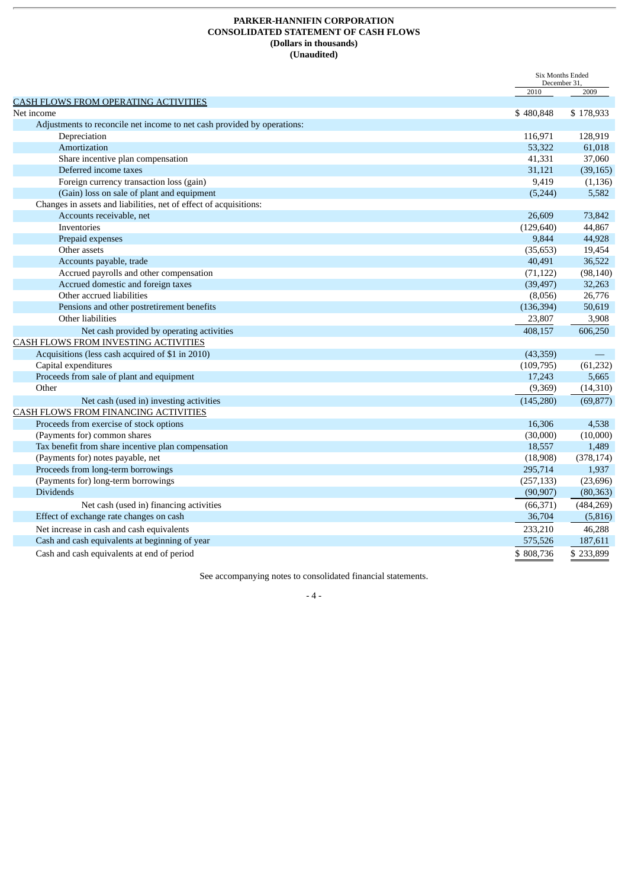**PARKER-HANNIFIN CORPORATION**
**CONSOLIDATED STATEMENT OF CASH FLOWS**
**(Dollars in thousands)**
**(Unaudited)**

| | Six Months Ended December 31, | |
|---|---|---|
| | 2010 | 2009 |
| CASH FLOWS FROM OPERATING ACTIVITIES | | |
| Net income | $ 480,848 | $ 178,933 |
| Adjustments to reconcile net income to net cash provided by operations: | | |
| Depreciation | 116,971 | 128,919 |
| Amortization | 53,322 | 61,018 |
| Share incentive plan compensation | 41,331 | 37,060 |
| Deferred income taxes | 31,121 | (39,165) |
| Foreign currency transaction loss (gain) | 9,419 | (1,136) |
| (Gain) loss on sale of plant and equipment | (5,244) | 5,582 |
| Changes in assets and liabilities, net of effect of acquisitions: | | |
| Accounts receivable, net | 26,609 | 73,842 |
| Inventories | (129,640) | 44,867 |
| Prepaid expenses | 9,844 | 44,928 |
| Other assets | (35,653) | 19,454 |
| Accounts payable, trade | 40,491 | 36,522 |
| Accrued payrolls and other compensation | (71,122) | (98,140) |
| Accrued domestic and foreign taxes | (39,497) | 32,263 |
| Other accrued liabilities | (8,056) | 26,776 |
| Pensions and other postretirement benefits | (136,394) | 50,619 |
| Other liabilities | 23,807 | 3,908 |
| Net cash provided by operating activities | 408,157 | 606,250 |
| CASH FLOWS FROM INVESTING ACTIVITIES | | |
| Acquisitions (less cash acquired of $1 in 2010) | (43,359) | — |
| Capital expenditures | (109,795) | (61,232) |
| Proceeds from sale of plant and equipment | 17,243 | 5,665 |
| Other | (9,369) | (14,310) |
| Net cash (used in) investing activities | (145,280) | (69,877) |
| CASH FLOWS FROM FINANCING ACTIVITIES | | |
| Proceeds from exercise of stock options | 16,306 | 4,538 |
| (Payments for) common shares | (30,000) | (10,000) |
| Tax benefit from share incentive plan compensation | 18,557 | 1,489 |
| (Payments for) notes payable, net | (18,908) | (378,174) |
| Proceeds from long-term borrowings | 295,714 | 1,937 |
| (Payments for) long-term borrowings | (257,133) | (23,696) |
| Dividends | (90,907) | (80,363) |
| Net cash (used in) financing activities | (66,371) | (484,269) |
| Effect of exchange rate changes on cash | 36,704 | (5,816) |
| Net increase in cash and cash equivalents | 233,210 | 46,288 |
| Cash and cash equivalents at beginning of year | 575,526 | 187,611 |
| Cash and cash equivalents at end of period | $ 808,736 | $ 233,899 |

See accompanying notes to consolidated financial statements.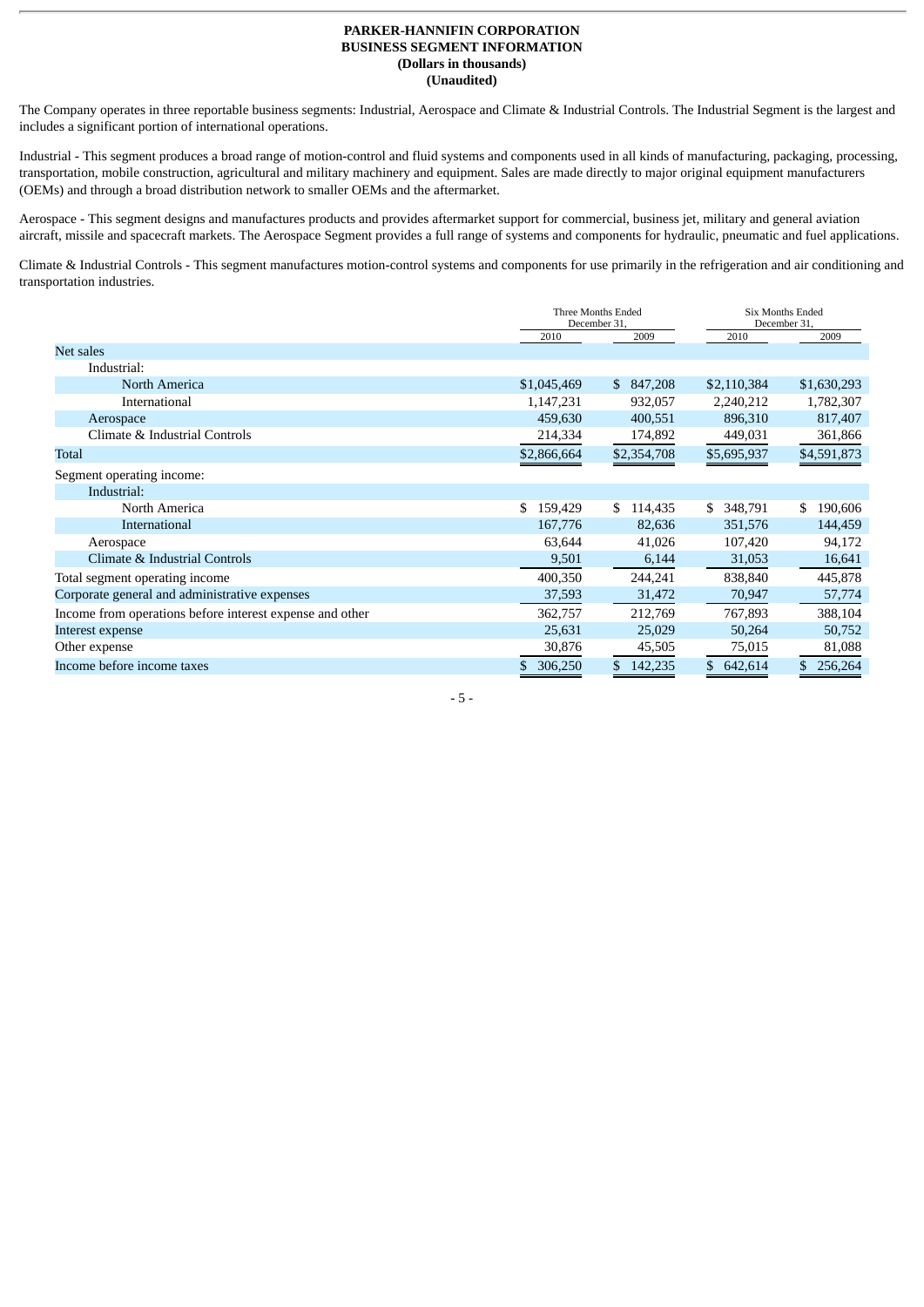**PARKER-HANNIFIN CORPORATION**
**BUSINESS SEGMENT INFORMATION**
**(Dollars in thousands)**
**(Unaudited)**

The Company operates in three reportable business segments: Industrial, Aerospace and Climate & Industrial Controls. The Industrial Segment is the largest and includes a significant portion of international operations.

Industrial - This segment produces a broad range of motion-control and fluid systems and components used in all kinds of manufacturing, packaging, processing, transportation, mobile construction, agricultural and military machinery and equipment. Sales are made directly to major original equipment manufacturers (OEMs) and through a broad distribution network to smaller OEMs and the aftermarket.

Aerospace - This segment designs and manufactures products and provides aftermarket support for commercial, business jet, military and general aviation aircraft, missile and spacecraft markets. The Aerospace Segment provides a full range of systems and components for hydraulic, pneumatic and fuel applications.

Climate & Industrial Controls - This segment manufactures motion-control systems and components for use primarily in the refrigeration and air conditioning and transportation industries.

| | Three Months Ended December 31, | | Six Months Ended December 31, | |
|---|---|---|---|---|
| | 2010 | 2009 | 2010 | 2009 |
| Net sales | | | | |
| Industrial: | | | | |
| North America | $1,045,469 | $ 847,208 | $2,110,384 | $1,630,293 |
| International | 1,147,231 | 932,057 | 2,240,212 | 1,782,307 |
| Aerospace | 459,630 | 400,551 | 896,310 | 817,407 |
| Climate & Industrial Controls | 214,334 | 174,892 | 449,031 | 361,866 |
| Total | $2,866,664 | $2,354,708 | $5,695,937 | $4,591,873 |
| Segment operating income: | | | | |
| Industrial: | | | | |
| North America | $ 159,429 | $ 114,435 | $ 348,791 | $ 190,606 |
| International | 167,776 | 82,636 | 351,576 | 144,459 |
| Aerospace | 63,644 | 41,026 | 107,420 | 94,172 |
| Climate & Industrial Controls | 9,501 | 6,144 | 31,053 | 16,641 |
| Total segment operating income | 400,350 | 244,241 | 838,840 | 445,878 |
| Corporate general and administrative expenses | 37,593 | 31,472 | 70,947 | 57,774 |
| Income from operations before interest expense and other | 362,757 | 212,769 | 767,893 | 388,104 |
| Interest expense | 25,631 | 25,029 | 50,264 | 50,752 |
| Other expense | 30,876 | 45,505 | 75,015 | 81,088 |
| Income before income taxes | $ 306,250 | $ 142,235 | $ 642,614 | $ 256,264 |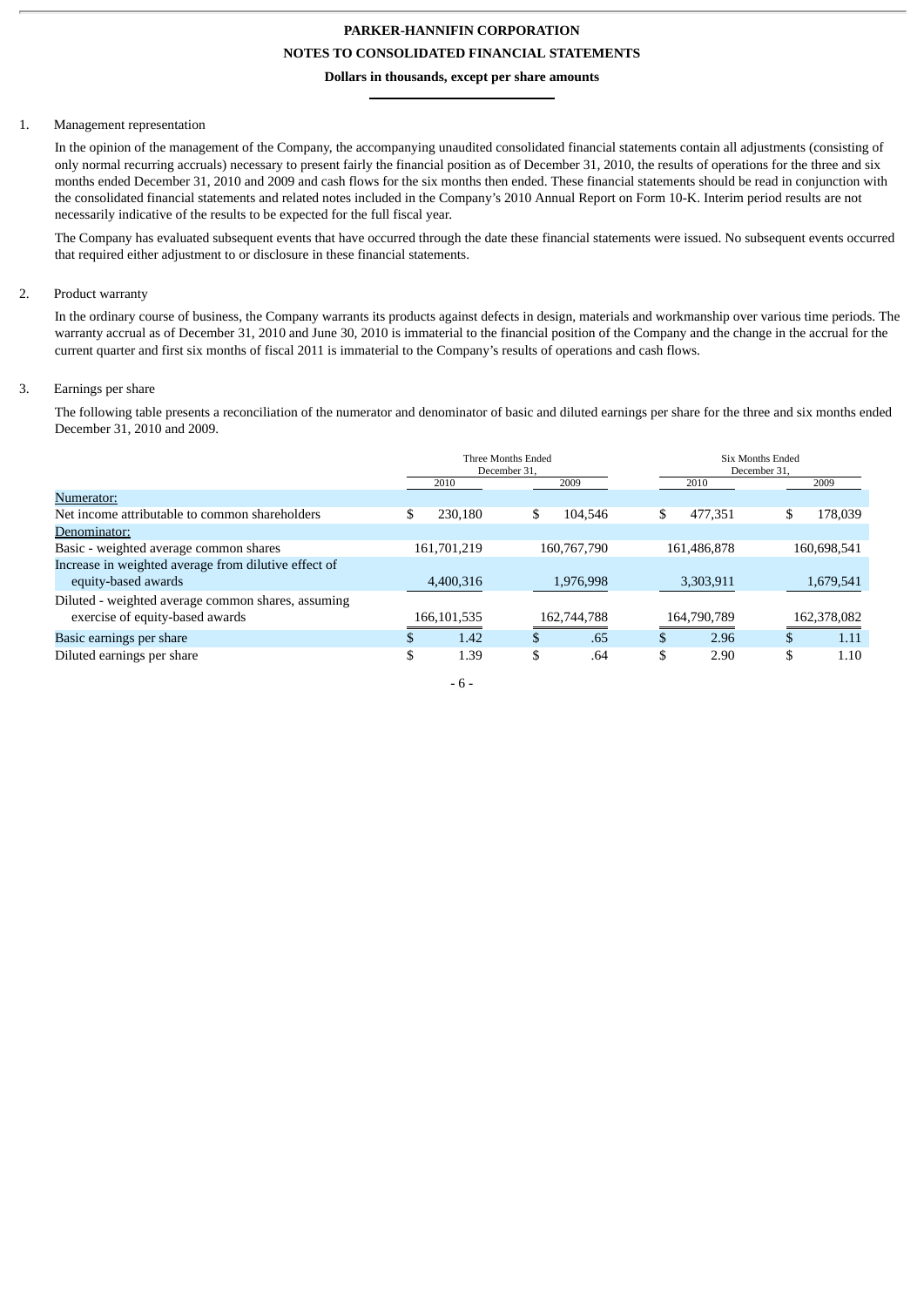**PARKER-HANNIFIN CORPORATION**

**NOTES TO CONSOLIDATED FINANCIAL STATEMENTS**

**Dollars in thousands, except per share amounts**

1. Management representation

In the opinion of the management of the Company, the accompanying unaudited consolidated financial statements contain all adjustments (consisting of only normal recurring accruals) necessary to present fairly the financial position as of December 31, 2010, the results of operations for the three and six months ended December 31, 2010 and 2009 and cash flows for the six months then ended. These financial statements should be read in conjunction with the consolidated financial statements and related notes included in the Company's 2010 Annual Report on Form 10-K. Interim period results are not necessarily indicative of the results to be expected for the full fiscal year.

The Company has evaluated subsequent events that have occurred through the date these financial statements were issued. No subsequent events occurred that required either adjustment to or disclosure in these financial statements.

2. Product warranty

In the ordinary course of business, the Company warrants its products against defects in design, materials and workmanship over various time periods. The warranty accrual as of December 31, 2010 and June 30, 2010 is immaterial to the financial position of the Company and the change in the accrual for the current quarter and first six months of fiscal 2011 is immaterial to the Company's results of operations and cash flows.

3. Earnings per share

The following table presents a reconciliation of the numerator and denominator of basic and diluted earnings per share for the three and six months ended December 31, 2010 and 2009.

| | Three Months Ended December 31, | | Six Months Ended December 31, | |
|---|---|---|---|---|
| | 2010 | 2009 | 2010 | 2009 |
| Numerator: | | | | |
| Net income attributable to common shareholders | $ 230,180 | $ 104,546 | $ 477,351 | $ 178,039 |
| Denominator: | | | | |
| Basic - weighted average common shares | 161,701,219 | 160,767,790 | 161,486,878 | 160,698,541 |
| Increase in weighted average from dilutive effect of equity-based awards | 4,400,316 | 1,976,998 | 3,303,911 | 1,679,541 |
| Diluted - weighted average common shares, assuming exercise of equity-based awards | 166,101,535 | 162,744,788 | 164,790,789 | 162,378,082 |
| Basic earnings per share | $ 1.42 | $ .65 | $ 2.96 | $ 1.11 |
| Diluted earnings per share | $ 1.39 | $ .64 | $ 2.90 | $ 1.10 |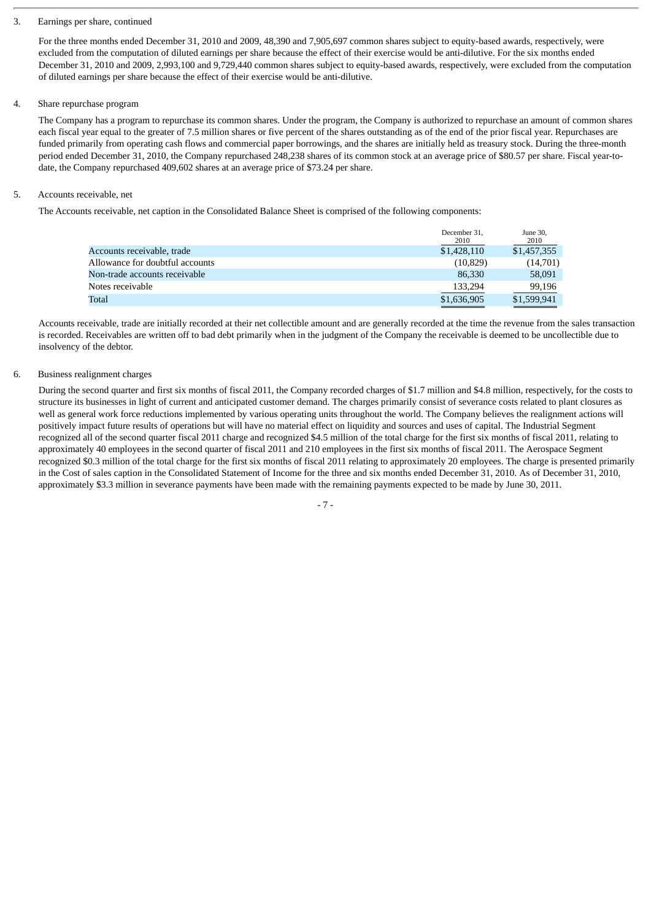3. Earnings per share, continued

For the three months ended December 31, 2010 and 2009, 48,390 and 7,905,697 common shares subject to equity-based awards, respectively, were excluded from the computation of diluted earnings per share because the effect of their exercise would be anti-dilutive. For the six months ended December 31, 2010 and 2009, 2,993,100 and 9,729,440 common shares subject to equity-based awards, respectively, were excluded from the computation of diluted earnings per share because the effect of their exercise would be anti-dilutive.

4. Share repurchase program

The Company has a program to repurchase its common shares. Under the program, the Company is authorized to repurchase an amount of common shares each fiscal year equal to the greater of 7.5 million shares or five percent of the shares outstanding as of the end of the prior fiscal year. Repurchases are funded primarily from operating cash flows and commercial paper borrowings, and the shares are initially held as treasury stock. During the three-month period ended December 31, 2010, the Company repurchased 248,238 shares of its common stock at an average price of $80.57 per share. Fiscal year-to-date, the Company repurchased 409,602 shares at an average price of $73.24 per share.

5. Accounts receivable, net

The Accounts receivable, net caption in the Consolidated Balance Sheet is comprised of the following components:

| | December 31, 2010 | June 30, 2010 |
|---|---|---|
| Accounts receivable, trade | $1,428,110 | $1,457,355 |
| Allowance for doubtful accounts | (10,829) | (14,701) |
| Non-trade accounts receivable | 86,330 | 58,091 |
| Notes receivable | 133,294 | 99,196 |
| Total | $1,636,905 | $1,599,941 |

Accounts receivable, trade are initially recorded at their net collectible amount and are generally recorded at the time the revenue from the sales transaction is recorded. Receivables are written off to bad debt primarily when in the judgment of the Company the receivable is deemed to be uncollectible due to insolvency of the debtor.

6. Business realignment charges

During the second quarter and first six months of fiscal 2011, the Company recorded charges of $1.7 million and $4.8 million, respectively, for the costs to structure its businesses in light of current and anticipated customer demand. The charges primarily consist of severance costs related to plant closures as well as general work force reductions implemented by various operating units throughout the world. The Company believes the realignment actions will positively impact future results of operations but will have no material effect on liquidity and sources and uses of capital. The Industrial Segment recognized all of the second quarter fiscal 2011 charge and recognized $4.5 million of the total charge for the first six months of fiscal 2011, relating to approximately 40 employees in the second quarter of fiscal 2011 and 210 employees in the first six months of fiscal 2011. The Aerospace Segment recognized $0.3 million of the total charge for the first six months of fiscal 2011 relating to approximately 20 employees. The charge is presented primarily in the Cost of sales caption in the Consolidated Statement of Income for the three and six months ended December 31, 2010. As of December 31, 2010, approximately $3.3 million in severance payments have been made with the remaining payments expected to be made by June 30, 2011.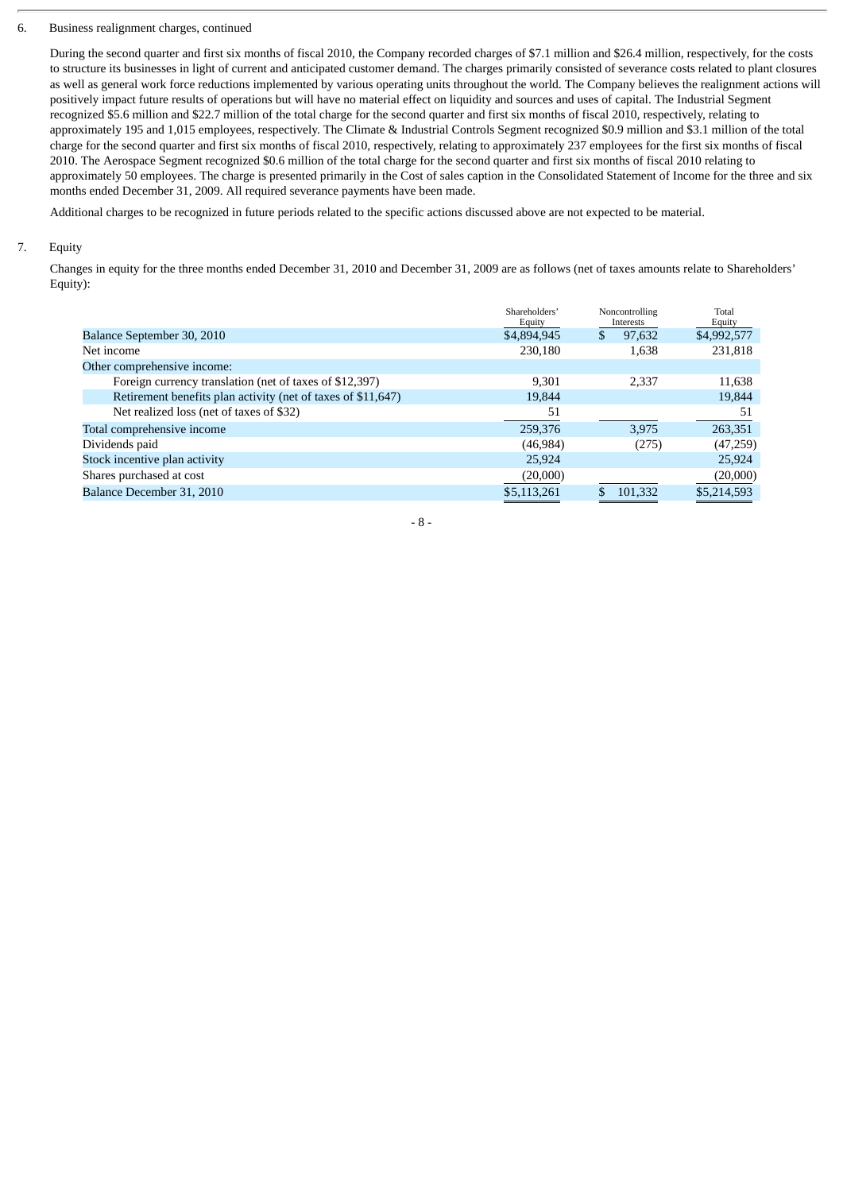6. Business realignment charges, continued

During the second quarter and first six months of fiscal 2010, the Company recorded charges of $7.1 million and $26.4 million, respectively, for the costs to structure its businesses in light of current and anticipated customer demand. The charges primarily consisted of severance costs related to plant closures as well as general work force reductions implemented by various operating units throughout the world. The Company believes the realignment actions will positively impact future results of operations but will have no material effect on liquidity and sources and uses of capital. The Industrial Segment recognized $5.6 million and $22.7 million of the total charge for the second quarter and first six months of fiscal 2010, respectively, relating to approximately 195 and 1,015 employees, respectively. The Climate & Industrial Controls Segment recognized $0.9 million and $3.1 million of the total charge for the second quarter and first six months of fiscal 2010, respectively, relating to approximately 237 employees for the first six months of fiscal 2010. The Aerospace Segment recognized $0.6 million of the total charge for the second quarter and first six months of fiscal 2010 relating to approximately 50 employees. The charge is presented primarily in the Cost of sales caption in the Consolidated Statement of Income for the three and six months ended December 31, 2009. All required severance payments have been made.

Additional charges to be recognized in future periods related to the specific actions discussed above are not expected to be material.

7. Equity

Changes in equity for the three months ended December 31, 2010 and December 31, 2009 are as follows (net of taxes amounts relate to Shareholders' Equity):

| | Shareholders' Equity | Noncontrolling Interests | Total Equity |
|---|---|---|---|
| Balance September 30, 2010 | $4,894,945 | $ 97,632 | $4,992,577 |
| Net income | 230,180 | 1,638 | 231,818 |
| Other comprehensive income: | | | |
| Foreign currency translation (net of taxes of $12,397) | 9,301 | 2,337 | 11,638 |
| Retirement benefits plan activity (net of taxes of $11,647) | 19,844 | | 19,844 |
| Net realized loss (net of taxes of $32) | 51 | | 51 |
| Total comprehensive income | 259,376 | 3,975 | 263,351 |
| Dividends paid | (46,984) | (275) | (47,259) |
| Stock incentive plan activity | 25,924 | | 25,924 |
| Shares purchased at cost | (20,000) | | (20,000) |
| Balance December 31, 2010 | $5,113,261 | $ 101,332 | $5,214,593 |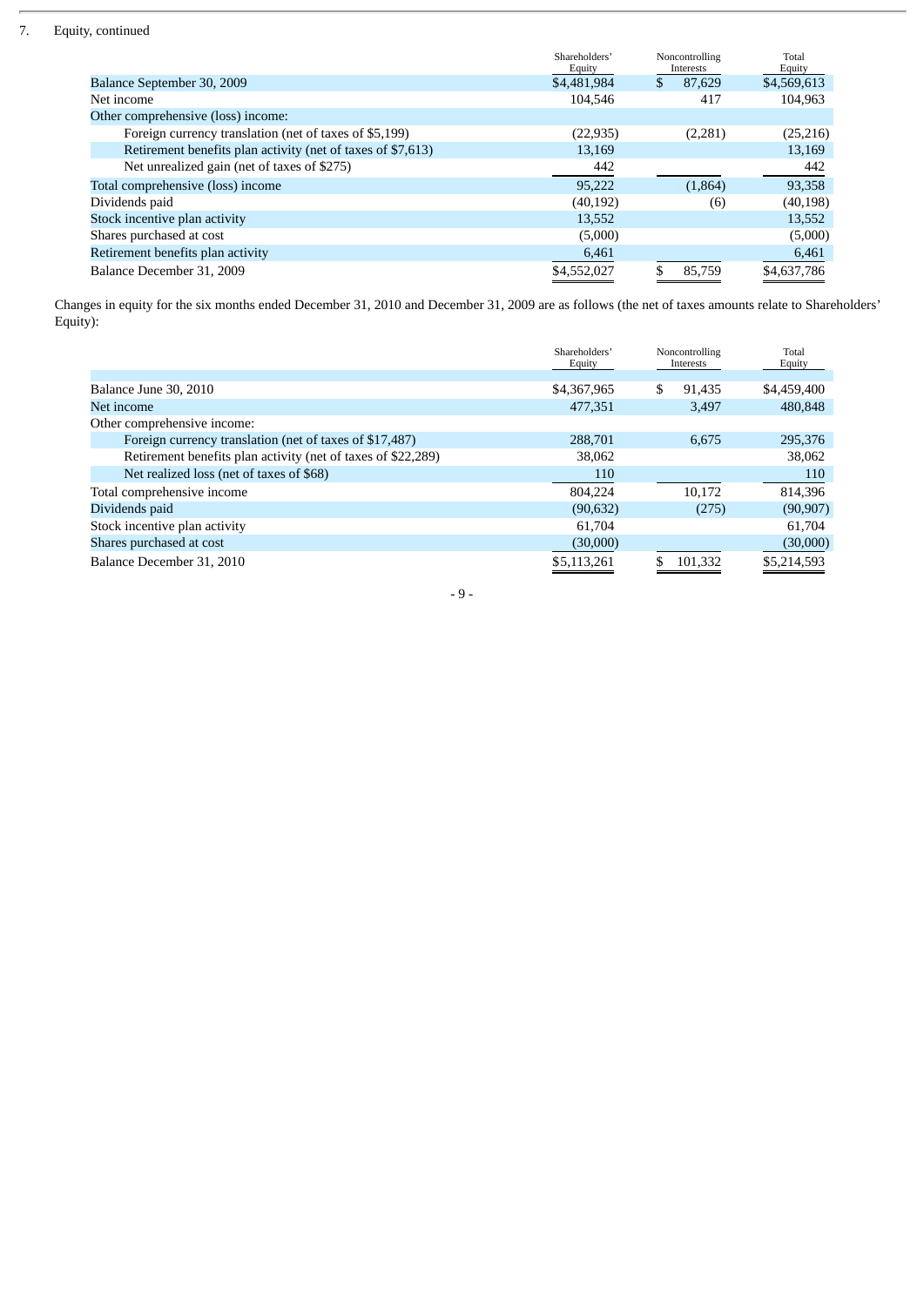7. Equity, continued

| | Shareholders' Equity | Noncontrolling Interests | Total Equity |
|---|---|---|---|
| Balance September 30, 2009 | $4,481,984 | $ 87,629 | $4,569,613 |
| Net income | 104,546 | 417 | 104,963 |
| Other comprehensive (loss) income: | | | |
| Foreign currency translation (net of taxes of $5,199) | (22,935) | (2,281) | (25,216) |
| Retirement benefits plan activity (net of taxes of $7,613) | 13,169 | | 13,169 |
| Net unrealized gain (net of taxes of $275) | 442 | | 442 |
| Total comprehensive (loss) income | 95,222 | (1,864) | 93,358 |
| Dividends paid | (40,192) | (6) | (40,198) |
| Stock incentive plan activity | 13,552 | | 13,552 |
| Shares purchased at cost | (5,000) | | (5,000) |
| Retirement benefits plan activity | 6,461 | | 6,461 |
| Balance December 31, 2009 | $4,552,027 | $ 85,759 | $4,637,786 |

Changes in equity for the six months ended December 31, 2010 and December 31, 2009 are as follows (the net of taxes amounts relate to Shareholders' Equity):

| | Shareholders' Equity | Noncontrolling Interests | Total Equity |
|---|---|---|---|
| Balance June 30, 2010 | $4,367,965 | $ 91,435 | $4,459,400 |
| Net income | 477,351 | 3,497 | 480,848 |
| Other comprehensive income: | | | |
| Foreign currency translation (net of taxes of $17,487) | 288,701 | 6,675 | 295,376 |
| Retirement benefits plan activity (net of taxes of $22,289) | 38,062 | | 38,062 |
| Net realized loss (net of taxes of $68) | 110 | | 110 |
| Total comprehensive income | 804,224 | 10,172 | 814,396 |
| Dividends paid | (90,632) | (275) | (90,907) |
| Stock incentive plan activity | 61,704 | | 61,704 |
| Shares purchased at cost | (30,000) | | (30,000) |
| Balance December 31, 2010 | $5,113,261 | $ 101,332 | $5,214,593 |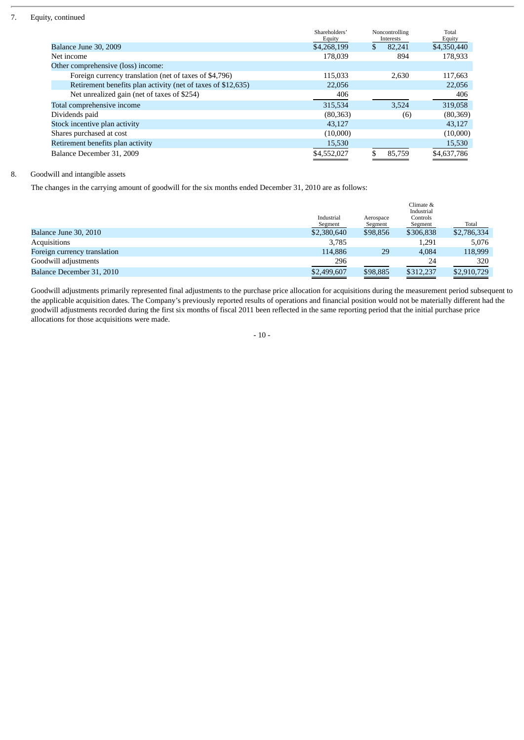7. Equity, continued

| | Shareholders' Equity | Noncontrolling Interests | Total Equity |
|---|---|---|---|
| Balance June 30, 2009 | $4,268,199 | $ 82,241 | $4,350,440 |
| Net income | 178,039 | 894 | 178,933 |
| Other comprehensive (loss) income: | | | |
| Foreign currency translation (net of taxes of $4,796) | 115,033 | 2,630 | 117,663 |
| Retirement benefits plan activity (net of taxes of $12,635) | 22,056 | | 22,056 |
| Net unrealized gain (net of taxes of $254) | 406 | | 406 |
| Total comprehensive income | 315,534 | 3,524 | 319,058 |
| Dividends paid | (80,363) | (6) | (80,369) |
| Stock incentive plan activity | 43,127 | | 43,127 |
| Shares purchased at cost | (10,000) | | (10,000) |
| Retirement benefits plan activity | 15,530 | | 15,530 |
| Balance December 31, 2009 | $4,552,027 | $ 85,759 | $4,637,786 |

8. Goodwill and intangible assets

The changes in the carrying amount of goodwill for the six months ended December 31, 2010 are as follows:

| | Industrial Segment | Aerospace Segment | Climate & Industrial Controls Segment | Total |
|---|---|---|---|---|
| Balance June 30, 2010 | $2,380,640 | $98,856 | $306,838 | $2,786,334 |
| Acquisitions | 3,785 | | 1,291 | 5,076 |
| Foreign currency translation | 114,886 | 29 | 4,084 | 118,999 |
| Goodwill adjustments | 296 | | 24 | 320 |
| Balance December 31, 2010 | $2,499,607 | $98,885 | $312,237 | $2,910,729 |

Goodwill adjustments primarily represented final adjustments to the purchase price allocation for acquisitions during the measurement period subsequent to the applicable acquisition dates. The Company's previously reported results of operations and financial position would not be materially different had the goodwill adjustments recorded during the first six months of fiscal 2011 been reflected in the same reporting period that the initial purchase price allocations for those acquisitions were made.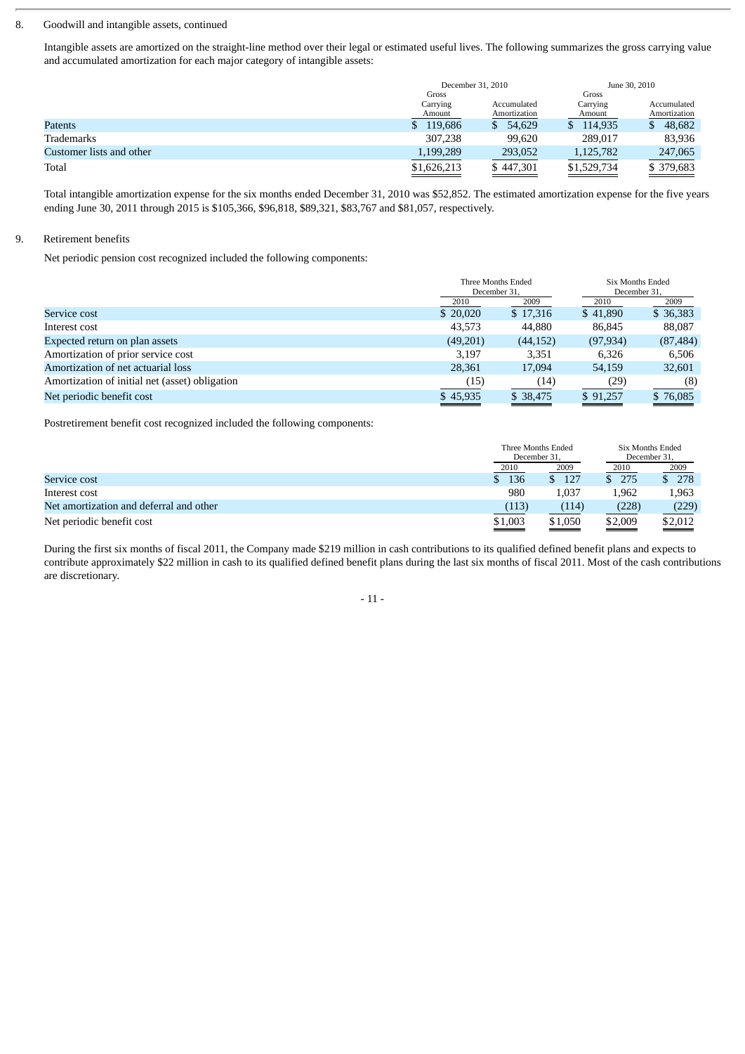8. Goodwill and intangible assets, continued

Intangible assets are amortized on the straight-line method over their legal or estimated useful lives. The following summarizes the gross carrying value and accumulated amortization for each major category of intangible assets:

| | December 31, 2010 | | June 30, 2010 | |
|---|---|---|---|---|
| | Gross Carrying Amount | Accumulated Amortization | Gross Carrying Amount | Accumulated Amortization |
| Patents | $ 119,686 | $ 54,629 | $ 114,935 | $ 48,682 |
| Trademarks | 307,238 | 99,620 | 289,017 | 83,936 |
| Customer lists and other | 1,199,289 | 293,052 | 1,125,782 | 247,065 |
| Total | $1,626,213 | $ 447,301 | $1,529,734 | $ 379,683 |

Total intangible amortization expense for the six months ended December 31, 2010 was $52,852. The estimated amortization expense for the five years ending June 30, 2011 through 2015 is $105,366, $96,818, $89,321, $83,767 and $81,057, respectively.

9. Retirement benefits

Net periodic pension cost recognized included the following components:

| | Three Months Ended December 31, | | Six Months Ended December 31, | |
|---|---|---|---|---|
| | 2010 | 2009 | 2010 | 2009 |
| Service cost | $ 20,020 | $ 17,316 | $ 41,890 | $ 36,383 |
| Interest cost | 43,573 | 44,880 | 86,845 | 88,087 |
| Expected return on plan assets | (49,201) | (44,152) | (97,934) | (87,484) |
| Amortization of prior service cost | 3,197 | 3,351 | 6,326 | 6,506 |
| Amortization of net actuarial loss | 28,361 | 17,094 | 54,159 | 32,601 |
| Amortization of initial net (asset) obligation | (15) | (14) | (29) | (8) |
| Net periodic benefit cost | $ 45,935 | $ 38,475 | $ 91,257 | $ 76,085 |

Postretirement benefit cost recognized included the following components:

| | Three Months Ended December 31, | | Six Months Ended December 31, | |
|---|---|---|---|---|
| | 2010 | 2009 | 2010 | 2009 |
| Service cost | $ 136 | $ 127 | $ 275 | $ 278 |
| Interest cost | 980 | 1,037 | 1,962 | 1,963 |
| Net amortization and deferral and other | (113) | (114) | (228) | (229) |
| Net periodic benefit cost | $1,003 | $1,050 | $2,009 | $2,012 |

During the first six months of fiscal 2011, the Company made $219 million in cash contributions to its qualified defined benefit plans and expects to contribute approximately $22 million in cash to its qualified defined benefit plans during the last six months of fiscal 2011. Most of the cash contributions are discretionary.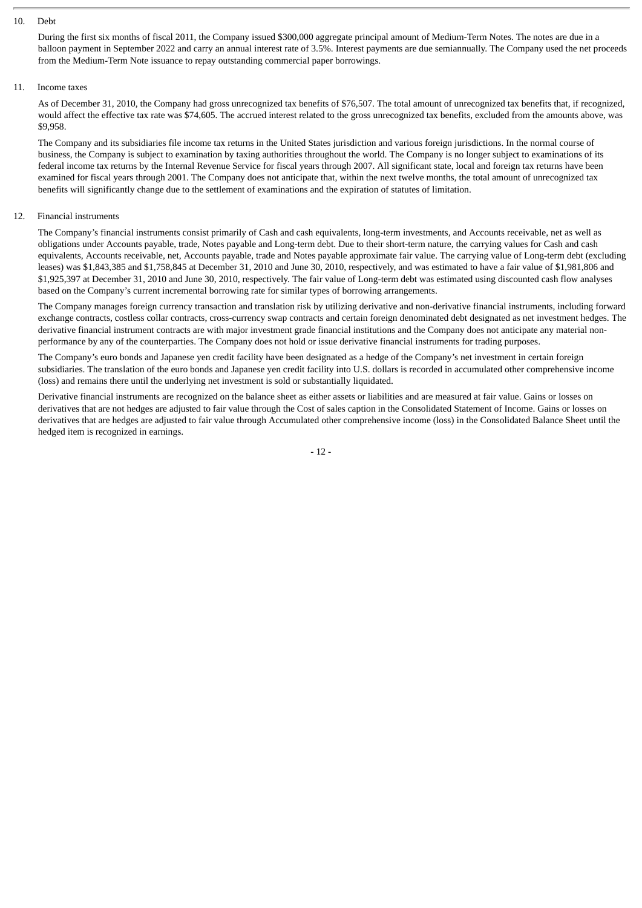## 10. Debt

During the first six months of fiscal 2011, the Company issued $300,000 aggregate principal amount of Medium-Term Notes. The notes are due in a balloon payment in September 2022 and carry an annual interest rate of 3.5%. Interest payments are due semiannually. The Company used the net proceeds from the Medium-Term Note issuance to repay outstanding commercial paper borrowings.

## 11. Income taxes

As of December 31, 2010, the Company had gross unrecognized tax benefits of $76,507. The total amount of unrecognized tax benefits that, if recognized, would affect the effective tax rate was $74,605. The accrued interest related to the gross unrecognized tax benefits, excluded from the amounts above, was $9,958.

The Company and its subsidiaries file income tax returns in the United States jurisdiction and various foreign jurisdictions. In the normal course of business, the Company is subject to examination by taxing authorities throughout the world. The Company is no longer subject to examinations of its federal income tax returns by the Internal Revenue Service for fiscal years through 2007. All significant state, local and foreign tax returns have been examined for fiscal years through 2001. The Company does not anticipate that, within the next twelve months, the total amount of unrecognized tax benefits will significantly change due to the settlement of examinations and the expiration of statutes of limitation.

## 12. Financial instruments

The Company's financial instruments consist primarily of Cash and cash equivalents, long-term investments, and Accounts receivable, net as well as obligations under Accounts payable, trade, Notes payable and Long-term debt. Due to their short-term nature, the carrying values for Cash and cash equivalents, Accounts receivable, net, Accounts payable, trade and Notes payable approximate fair value. The carrying value of Long-term debt (excluding leases) was $1,843,385 and $1,758,845 at December 31, 2010 and June 30, 2010, respectively, and was estimated to have a fair value of $1,981,806 and $1,925,397 at December 31, 2010 and June 30, 2010, respectively. The fair value of Long-term debt was estimated using discounted cash flow analyses based on the Company's current incremental borrowing rate for similar types of borrowing arrangements.

The Company manages foreign currency transaction and translation risk by utilizing derivative and non-derivative financial instruments, including forward exchange contracts, costless collar contracts, cross-currency swap contracts and certain foreign denominated debt designated as net investment hedges. The derivative financial instrument contracts are with major investment grade financial institutions and the Company does not anticipate any material non-performance by any of the counterparties. The Company does not hold or issue derivative financial instruments for trading purposes.

The Company's euro bonds and Japanese yen credit facility have been designated as a hedge of the Company's net investment in certain foreign subsidiaries. The translation of the euro bonds and Japanese yen credit facility into U.S. dollars is recorded in accumulated other comprehensive income (loss) and remains there until the underlying net investment is sold or substantially liquidated.

Derivative financial instruments are recognized on the balance sheet as either assets or liabilities and are measured at fair value. Gains or losses on derivatives that are not hedges are adjusted to fair value through the Cost of sales caption in the Consolidated Statement of Income. Gains or losses on derivatives that are hedges are adjusted to fair value through Accumulated other comprehensive income (loss) in the Consolidated Balance Sheet until the hedged item is recognized in earnings.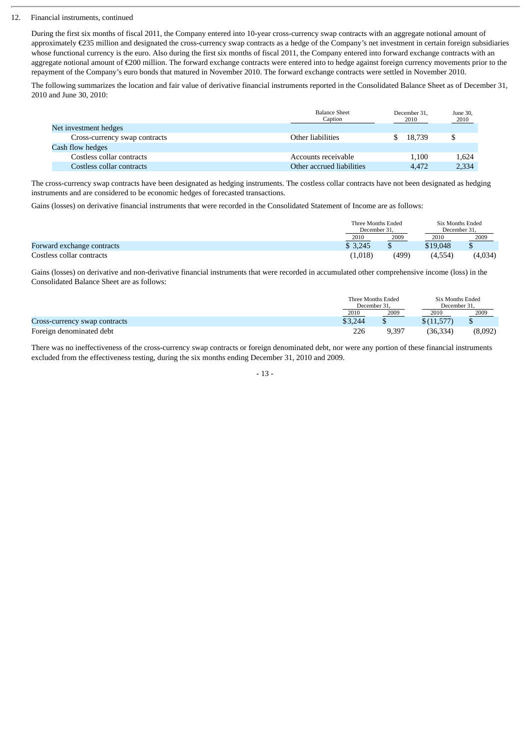12. Financial instruments, continued

During the first six months of fiscal 2011, the Company entered into 10-year cross-currency swap contracts with an aggregate notional amount of approximately €235 million and designated the cross-currency swap contracts as a hedge of the Company's net investment in certain foreign subsidiaries whose functional currency is the euro. Also during the first six months of fiscal 2011, the Company entered into forward exchange contracts with an aggregate notional amount of €200 million. The forward exchange contracts were entered into to hedge against foreign currency movements prior to the repayment of the Company's euro bonds that matured in November 2010. The forward exchange contracts were settled in November 2010.

The following summarizes the location and fair value of derivative financial instruments reported in the Consolidated Balance Sheet as of December 31, 2010 and June 30, 2010:

| | Balance Sheet Caption | December 31, 2010 | June 30, 2010 |
|---|---|---|---|
| Net investment hedges | | | |
| Cross-currency swap contracts | Other liabilities | $ 18,739 | $ |
| Cash flow hedges | | | |
| Costless collar contracts | Accounts receivable | 1,100 | 1,624 |
| Costless collar contracts | Other accrued liabilities | 4,472 | 2,334 |

The cross-currency swap contracts have been designated as hedging instruments. The costless collar contracts have not been designated as hedging instruments and are considered to be economic hedges of forecasted transactions.

Gains (losses) on derivative financial instruments that were recorded in the Consolidated Statement of Income are as follows:

| | Three Months Ended December 31, | | Six Months Ended December 31, | |
|---|---|---|---|---|
| | 2010 | 2009 | 2010 | 2009 |
| Forward exchange contracts | $ 3,245 | $ | $19,048 | $ |
| Costless collar contracts | (1,018) | (499) | (4,554) | (4,034) |

Gains (losses) on derivative and non-derivative financial instruments that were recorded in accumulated other comprehensive income (loss) in the Consolidated Balance Sheet are as follows:

| | Three Months Ended December 31, | | Six Months Ended December 31, | |
|---|---|---|---|---|
| | 2010 | 2009 | 2010 | 2009 |
| Cross-currency swap contracts | $3,244 | $ | $(11,577) | $ |
| Foreign denominated debt | 226 | 9,397 | (36,334) | (8,092) |

There was no ineffectiveness of the cross-currency swap contracts or foreign denominated debt, nor were any portion of these financial instruments excluded from the effectiveness testing, during the six months ending December 31, 2010 and 2009.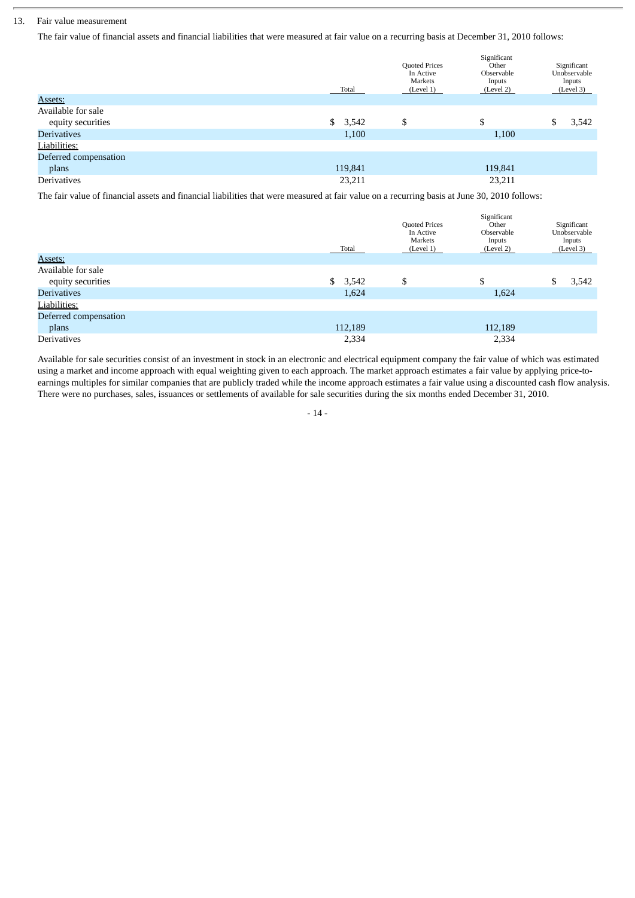13. Fair value measurement

The fair value of financial assets and financial liabilities that were measured at fair value on a recurring basis at December 31, 2010 follows:

| | Total | Quoted Prices In Active Markets (Level 1) | Significant Other Observable Inputs (Level 2) | Significant Unobservable Inputs (Level 3) |
|---|---|---|---|---|
| Assets: | | | | |
| Available for sale equity securities | $ 3,542 | $ | $ | $ 3,542 |
| Derivatives | 1,100 | | 1,100 | |
| Liabilities: | | | | |
| Deferred compensation plans | 119,841 | | 119,841 | |
| Derivatives | 23,211 | | 23,211 | |

The fair value of financial assets and financial liabilities that were measured at fair value on a recurring basis at June 30, 2010 follows:

| | Total | Quoted Prices In Active Markets (Level 1) | Significant Other Observable Inputs (Level 2) | Significant Unobservable Inputs (Level 3) |
|---|---|---|---|---|
| Assets: | | | | |
| Available for sale equity securities | $ 3,542 | $ | $ | $ 3,542 |
| Derivatives | 1,624 | | 1,624 | |
| Liabilities: | | | | |
| Deferred compensation plans | 112,189 | | 112,189 | |
| Derivatives | 2,334 | | 2,334 | |

Available for sale securities consist of an investment in stock in an electronic and electrical equipment company the fair value of which was estimated using a market and income approach with equal weighting given to each approach. The market approach estimates a fair value by applying price-to-earnings multiples for similar companies that are publicly traded while the income approach estimates a fair value using a discounted cash flow analysis. There were no purchases, sales, issuances or settlements of available for sale securities during the six months ended December 31, 2010.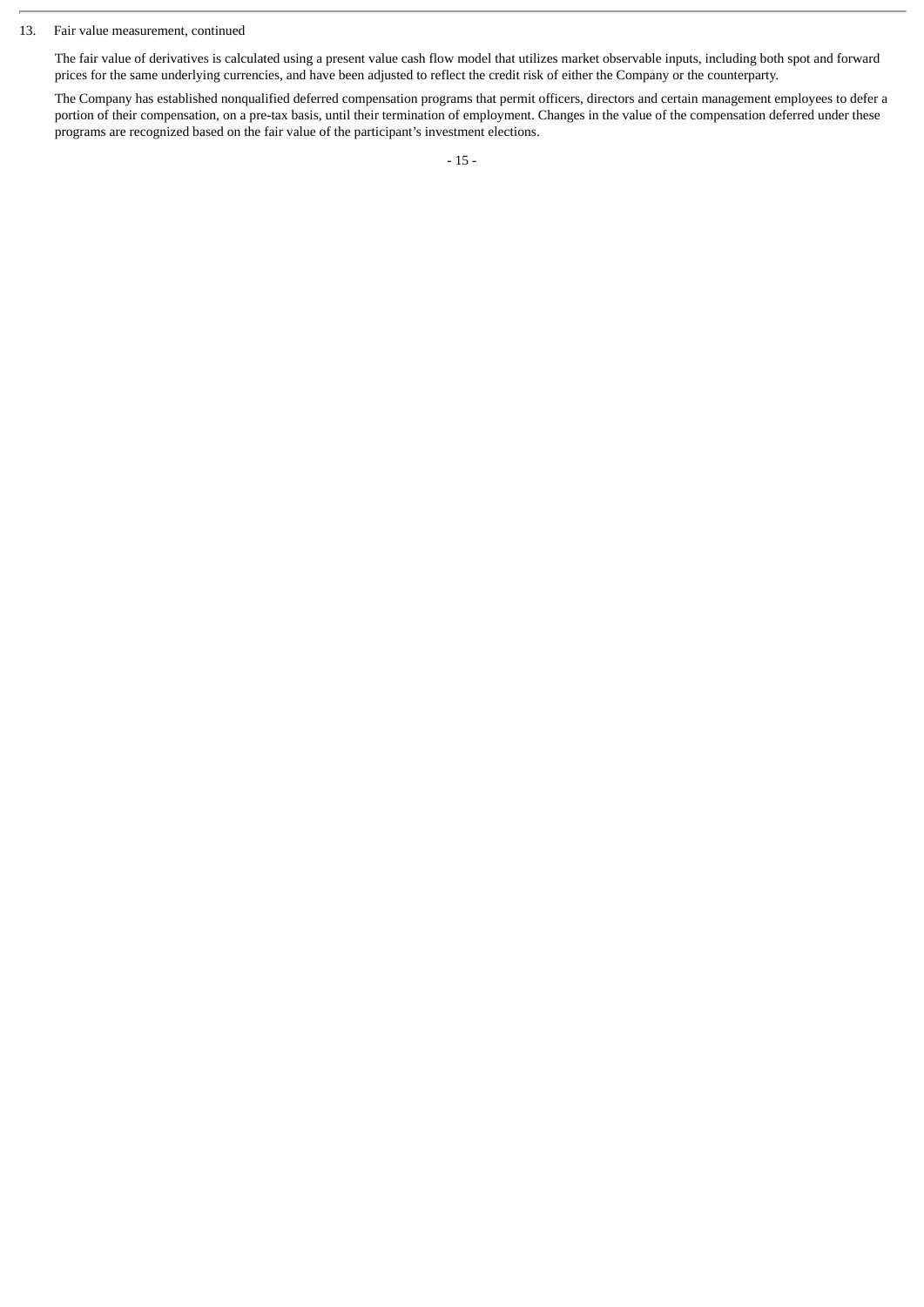13. Fair value measurement, continued

The fair value of derivatives is calculated using a present value cash flow model that utilizes market observable inputs, including both spot and forward prices for the same underlying currencies, and have been adjusted to reflect the credit risk of either the Company or the counterparty.

The Company has established nonqualified deferred compensation programs that permit officers, directors and certain management employees to defer a portion of their compensation, on a pre-tax basis, until their termination of employment. Changes in the value of the compensation deferred under these programs are recognized based on the fair value of the participant's investment elections.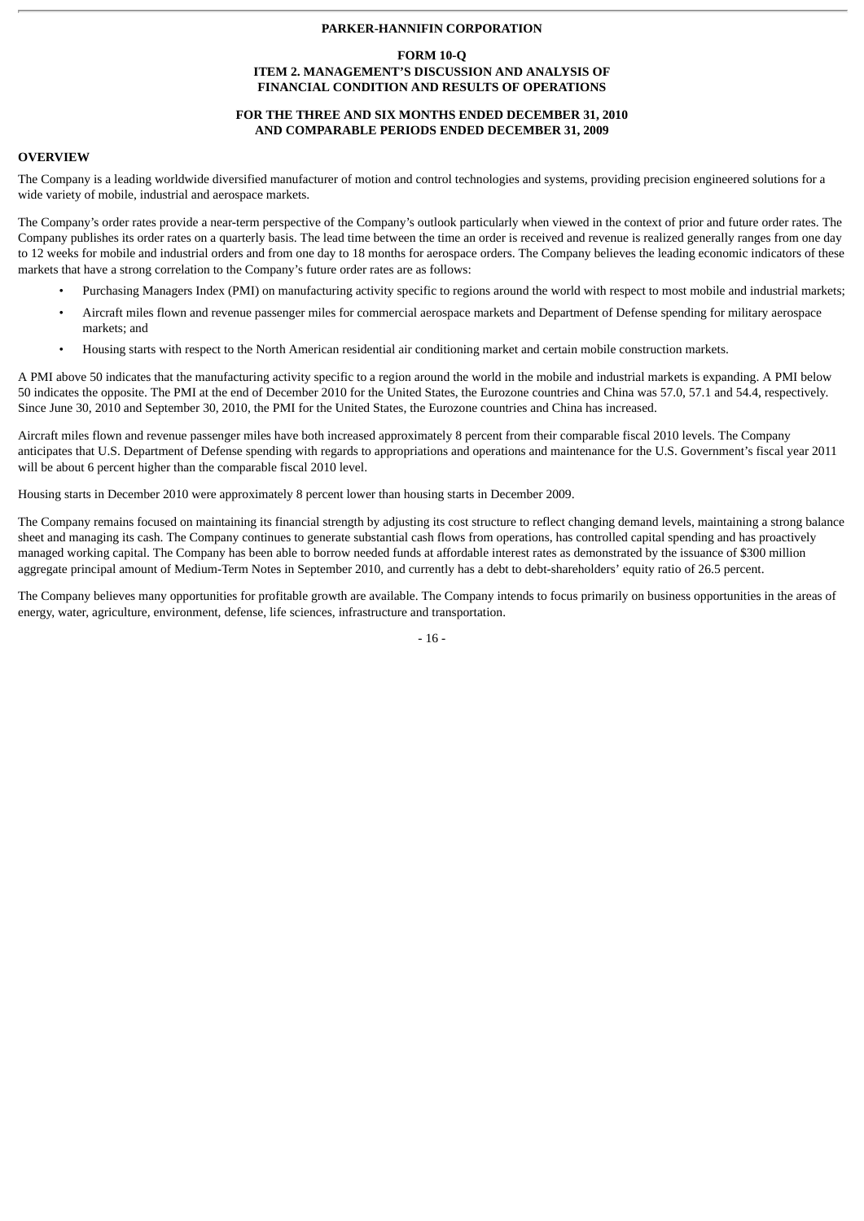**PARKER-HANNIFIN CORPORATION**

**FORM 10-Q**
**ITEM 2. MANAGEMENT'S DISCUSSION AND ANALYSIS OF FINANCIAL CONDITION AND RESULTS OF OPERATIONS**

**FOR THE THREE AND SIX MONTHS ENDED DECEMBER 31, 2010 AND COMPARABLE PERIODS ENDED DECEMBER 31, 2009**

## OVERVIEW

The Company is a leading worldwide diversified manufacturer of motion and control technologies and systems, providing precision engineered solutions for a wide variety of mobile, industrial and aerospace markets.

The Company's order rates provide a near-term perspective of the Company's outlook particularly when viewed in the context of prior and future order rates. The Company publishes its order rates on a quarterly basis. The lead time between the time an order is received and revenue is realized generally ranges from one day to 12 weeks for mobile and industrial orders and from one day to 18 months for aerospace orders. The Company believes the leading economic indicators of these markets that have a strong correlation to the Company's future order rates are as follows:

- Purchasing Managers Index (PMI) on manufacturing activity specific to regions around the world with respect to most mobile and industrial markets;
- Aircraft miles flown and revenue passenger miles for commercial aerospace markets and Department of Defense spending for military aerospace markets; and
- Housing starts with respect to the North American residential air conditioning market and certain mobile construction markets.

A PMI above 50 indicates that the manufacturing activity specific to a region around the world in the mobile and industrial markets is expanding. A PMI below 50 indicates the opposite. The PMI at the end of December 2010 for the United States, the Eurozone countries and China was 57.0, 57.1 and 54.4, respectively. Since June 30, 2010 and September 30, 2010, the PMI for the United States, the Eurozone countries and China has increased.

Aircraft miles flown and revenue passenger miles have both increased approximately 8 percent from their comparable fiscal 2010 levels. The Company anticipates that U.S. Department of Defense spending with regards to appropriations and operations and maintenance for the U.S. Government's fiscal year 2011 will be about 6 percent higher than the comparable fiscal 2010 level.

Housing starts in December 2010 were approximately 8 percent lower than housing starts in December 2009.

The Company remains focused on maintaining its financial strength by adjusting its cost structure to reflect changing demand levels, maintaining a strong balance sheet and managing its cash. The Company continues to generate substantial cash flows from operations, has controlled capital spending and has proactively managed working capital. The Company has been able to borrow needed funds at affordable interest rates as demonstrated by the issuance of $300 million aggregate principal amount of Medium-Term Notes in September 2010, and currently has a debt to debt-shareholders' equity ratio of 26.5 percent.

The Company believes many opportunities for profitable growth are available. The Company intends to focus primarily on business opportunities in the areas of energy, water, agriculture, environment, defense, life sciences, infrastructure and transportation.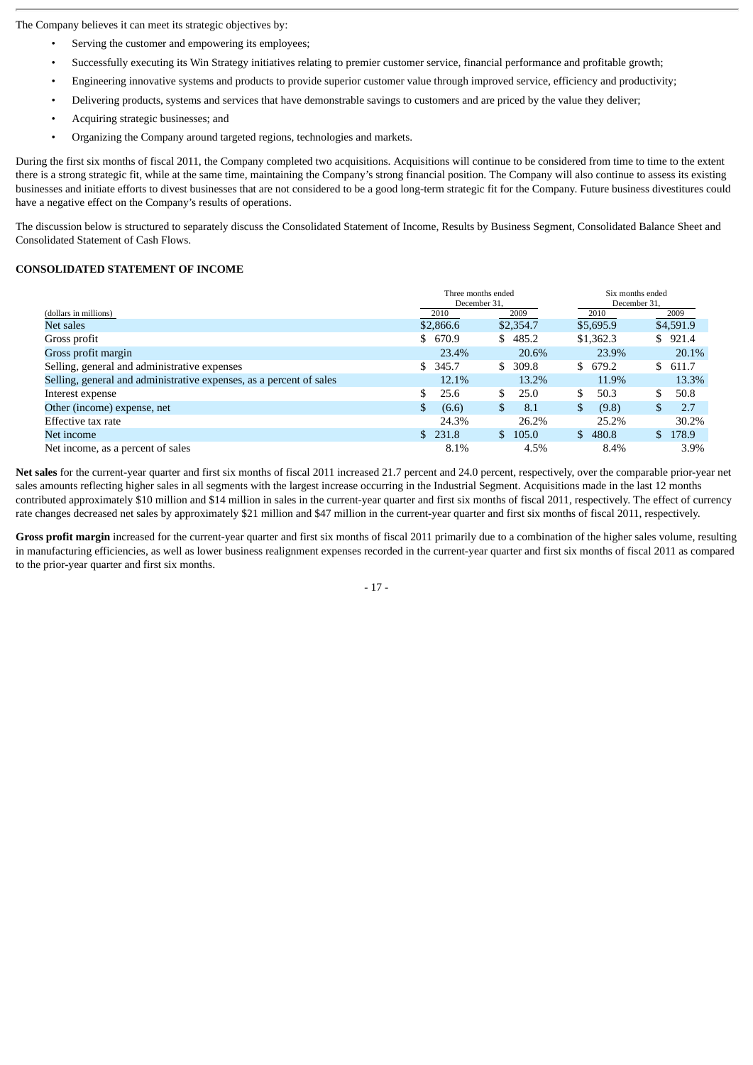The Company believes it can meet its strategic objectives by:

- Serving the customer and empowering its employees;
- Successfully executing its Win Strategy initiatives relating to premier customer service, financial performance and profitable growth;
- Engineering innovative systems and products to provide superior customer value through improved service, efficiency and productivity;
- Delivering products, systems and services that have demonstrable savings to customers and are priced by the value they deliver;
- Acquiring strategic businesses; and
- Organizing the Company around targeted regions, technologies and markets.

During the first six months of fiscal 2011, the Company completed two acquisitions. Acquisitions will continue to be considered from time to time to the extent there is a strong strategic fit, while at the same time, maintaining the Company's strong financial position. The Company will also continue to assess its existing businesses and initiate efforts to divest businesses that are not considered to be a good long-term strategic fit for the Company. Future business divestitures could have a negative effect on the Company's results of operations.

The discussion below is structured to separately discuss the Consolidated Statement of Income, Results by Business Segment, Consolidated Balance Sheet and Consolidated Statement of Cash Flows.

**CONSOLIDATED STATEMENT OF INCOME**

| | Three months ended December 31, | | Six months ended December 31, | |
|---|---|---|---|---|
| (dollars in millions) | 2010 | 2009 | 2010 | 2009 |
| Net sales | $2,866.6 | $2,354.7 | $5,695.9 | $4,591.9 |
| Gross profit | $ 670.9 | $ 485.2 | $1,362.3 | $ 921.4 |
| Gross profit margin | 23.4% | 20.6% | 23.9% | 20.1% |
| Selling, general and administrative expenses | $ 345.7 | $ 309.8 | $ 679.2 | $ 611.7 |
| Selling, general and administrative expenses, as a percent of sales | 12.1% | 13.2% | 11.9% | 13.3% |
| Interest expense | $ 25.6 | $ 25.0 | $ 50.3 | $ 50.8 |
| Other (income) expense, net | $ (6.6) | $ 8.1 | $ (9.8) | $ 2.7 |
| Effective tax rate | 24.3% | 26.2% | 25.2% | 30.2% |
| Net income | $ 231.8 | $ 105.0 | $ 480.8 | $ 178.9 |
| Net income, as a percent of sales | 8.1% | 4.5% | 8.4% | 3.9% |

**Net sales** for the current-year quarter and first six months of fiscal 2011 increased 21.7 percent and 24.0 percent, respectively, over the comparable prior-year net sales amounts reflecting higher sales in all segments with the largest increase occurring in the Industrial Segment. Acquisitions made in the last 12 months contributed approximately $10 million and $14 million in sales in the current-year quarter and first six months of fiscal 2011, respectively. The effect of currency rate changes decreased net sales by approximately $21 million and $47 million in the current-year quarter and first six months of fiscal 2011, respectively.

**Gross profit margin** increased for the current-year quarter and first six months of fiscal 2011 primarily due to a combination of the higher sales volume, resulting in manufacturing efficiencies, as well as lower business realignment expenses recorded in the current-year quarter and first six months of fiscal 2011 as compared to the prior-year quarter and first six months.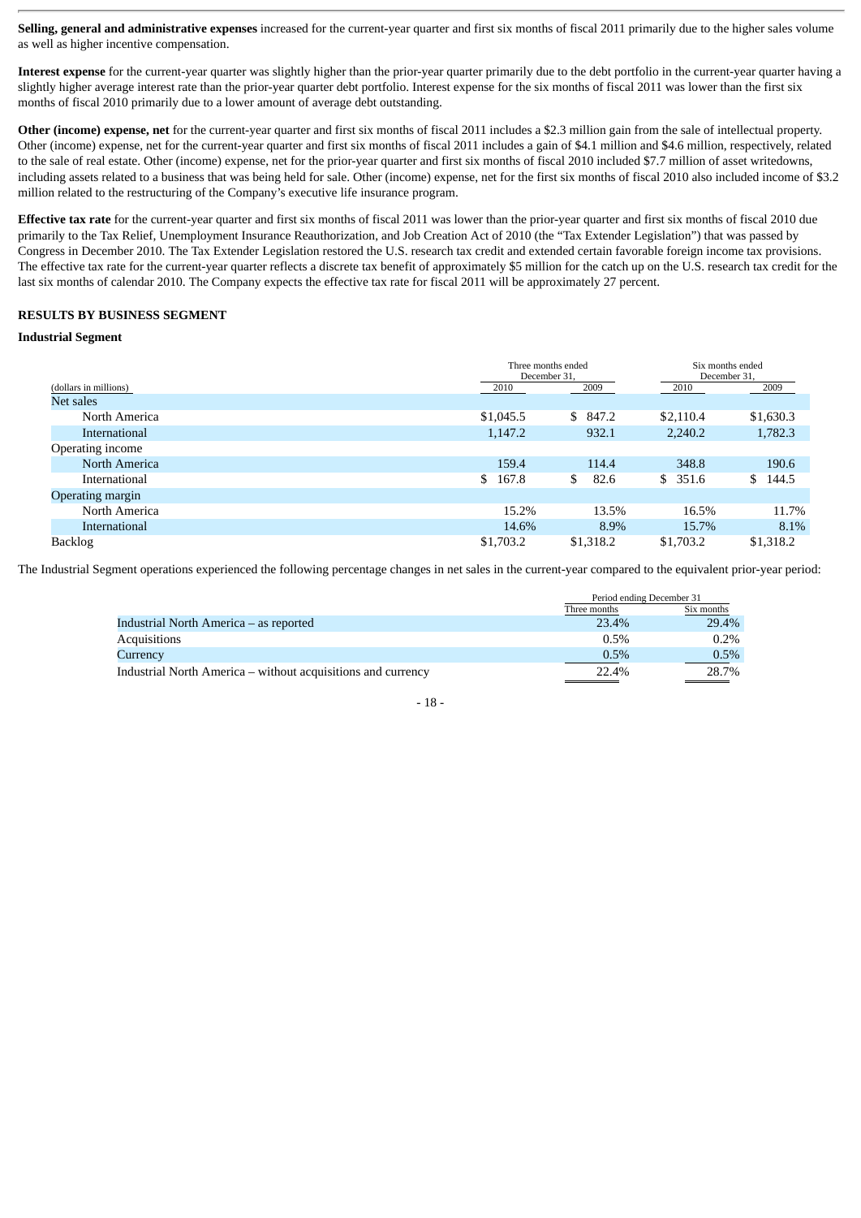**Selling, general and administrative expenses** increased for the current-year quarter and first six months of fiscal 2011 primarily due to the higher sales volume as well as higher incentive compensation.

**Interest expense** for the current-year quarter was slightly higher than the prior-year quarter primarily due to the debt portfolio in the current-year quarter having a slightly higher average interest rate than the prior-year quarter debt portfolio. Interest expense for the six months of fiscal 2011 was lower than the first six months of fiscal 2010 primarily due to a lower amount of average debt outstanding.

**Other (income) expense, net** for the current-year quarter and first six months of fiscal 2011 includes a $2.3 million gain from the sale of intellectual property. Other (income) expense, net for the current-year quarter and first six months of fiscal 2011 includes a gain of $4.1 million and $4.6 million, respectively, related to the sale of real estate. Other (income) expense, net for the prior-year quarter and first six months of fiscal 2010 included $7.7 million of asset writedowns, including assets related to a business that was being held for sale. Other (income) expense, net for the first six months of fiscal 2010 also included income of $3.2 million related to the restructuring of the Company's executive life insurance program.

**Effective tax rate** for the current-year quarter and first six months of fiscal 2011 was lower than the prior-year quarter and first six months of fiscal 2010 due primarily to the Tax Relief, Unemployment Insurance Reauthorization, and Job Creation Act of 2010 (the "Tax Extender Legislation") that was passed by Congress in December 2010. The Tax Extender Legislation restored the U.S. research tax credit and extended certain favorable foreign income tax provisions. The effective tax rate for the current-year quarter reflects a discrete tax benefit of approximately $5 million for the catch up on the U.S. research tax credit for the last six months of calendar 2010. The Company expects the effective tax rate for fiscal 2011 will be approximately 27 percent.

**RESULTS BY BUSINESS SEGMENT**

**Industrial Segment**

| (dollars in millions) | Three months ended December 31, 2010 | Three months ended December 31, 2009 | Six months ended December 31, 2010 | Six months ended December 31, 2009 |
|---|---|---|---|---|
| Net sales | | | | |
| North America | $1,045.5 | $ 847.2 | $2,110.4 | $1,630.3 |
| International | 1,147.2 | 932.1 | 2,240.2 | 1,782.3 |
| Operating income | | | | |
| North America | 159.4 | 114.4 | 348.8 | 190.6 |
| International | $ 167.8 | $ 82.6 | $ 351.6 | $ 144.5 |
| Operating margin | | | | |
| North America | 15.2% | 13.5% | 16.5% | 11.7% |
| International | 14.6% | 8.9% | 15.7% | 8.1% |
| Backlog | $1,703.2 | $1,318.2 | $1,703.2 | $1,318.2 |

The Industrial Segment operations experienced the following percentage changes in net sales in the current-year compared to the equivalent prior-year period:

| | Period ending December 31 Three months | Six months |
|---|---|---|
| Industrial North America – as reported | 23.4% | 29.4% |
| Acquisitions | 0.5% | 0.2% |
| Currency | 0.5% | 0.5% |
| Industrial North America – without acquisitions and currency | 22.4% | 28.7% |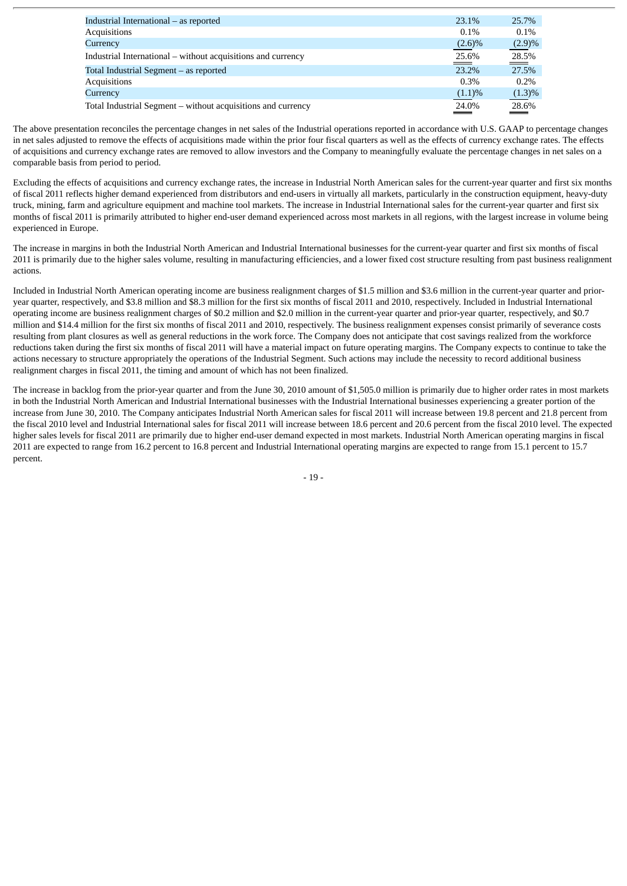| | | |
|---|---|---|
| Industrial International – as reported | 23.1% | 25.7% |
| Acquisitions | 0.1% | 0.1% |
| Currency | (2.6)% | (2.9)% |
| Industrial International – without acquisitions and currency | 25.6% | 28.5% |
| Total Industrial Segment – as reported | 23.2% | 27.5% |
| Acquisitions | 0.3% | 0.2% |
| Currency | (1.1)% | (1.3)% |
| Total Industrial Segment – without acquisitions and currency | 24.0% | 28.6% |

The above presentation reconciles the percentage changes in net sales of the Industrial operations reported in accordance with U.S. GAAP to percentage changes in net sales adjusted to remove the effects of acquisitions made within the prior four fiscal quarters as well as the effects of currency exchange rates. The effects of acquisitions and currency exchange rates are removed to allow investors and the Company to meaningfully evaluate the percentage changes in net sales on a comparable basis from period to period.

Excluding the effects of acquisitions and currency exchange rates, the increase in Industrial North American sales for the current-year quarter and first six months of fiscal 2011 reflects higher demand experienced from distributors and end-users in virtually all markets, particularly in the construction equipment, heavy-duty truck, mining, farm and agriculture equipment and machine tool markets. The increase in Industrial International sales for the current-year quarter and first six months of fiscal 2011 is primarily attributed to higher end-user demand experienced across most markets in all regions, with the largest increase in volume being experienced in Europe.

The increase in margins in both the Industrial North American and Industrial International businesses for the current-year quarter and first six months of fiscal 2011 is primarily due to the higher sales volume, resulting in manufacturing efficiencies, and a lower fixed cost structure resulting from past business realignment actions.

Included in Industrial North American operating income are business realignment charges of $1.5 million and $3.6 million in the current-year quarter and prior-year quarter, respectively, and $3.8 million and $8.3 million for the first six months of fiscal 2011 and 2010, respectively. Included in Industrial International operating income are business realignment charges of $0.2 million and $2.0 million in the current-year quarter and prior-year quarter, respectively, and $0.7 million and $14.4 million for the first six months of fiscal 2011 and 2010, respectively. The business realignment expenses consist primarily of severance costs resulting from plant closures as well as general reductions in the work force. The Company does not anticipate that cost savings realized from the workforce reductions taken during the first six months of fiscal 2011 will have a material impact on future operating margins. The Company expects to continue to take the actions necessary to structure appropriately the operations of the Industrial Segment. Such actions may include the necessity to record additional business realignment charges in fiscal 2011, the timing and amount of which has not been finalized.

The increase in backlog from the prior-year quarter and from the June 30, 2010 amount of $1,505.0 million is primarily due to higher order rates in most markets in both the Industrial North American and Industrial International businesses with the Industrial International businesses experiencing a greater portion of the increase from June 30, 2010. The Company anticipates Industrial North American sales for fiscal 2011 will increase between 19.8 percent and 21.8 percent from the fiscal 2010 level and Industrial International sales for fiscal 2011 will increase between 18.6 percent and 20.6 percent from the fiscal 2010 level. The expected higher sales levels for fiscal 2011 are primarily due to higher end-user demand expected in most markets. Industrial North American operating margins in fiscal 2011 are expected to range from 16.2 percent to 16.8 percent and Industrial International operating margins are expected to range from 15.1 percent to 15.7 percent.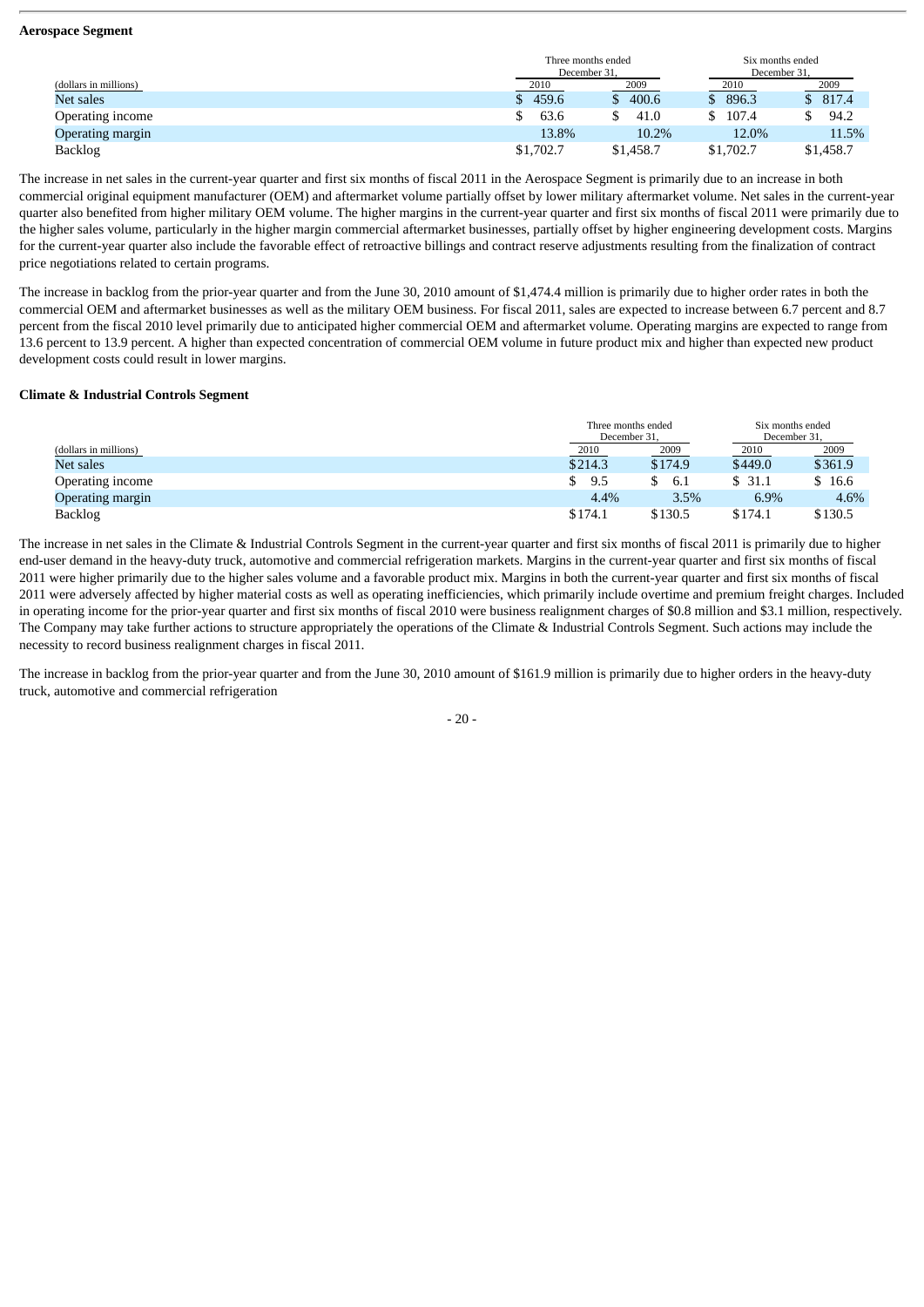**Aerospace Segment**

| (dollars in millions) | Three months ended December 31, | | Six months ended December 31, | |
|---|---|---|---|---|
| | 2010 | 2009 | 2010 | 2009 |
| Net sales | $ 459.6 | $ 400.6 | $ 896.3 | $ 817.4 |
| Operating income | $ 63.6 | $ 41.0 | $ 107.4 | $ 94.2 |
| Operating margin | 13.8% | 10.2% | 12.0% | 11.5% |
| Backlog | $1,702.7 | $1,458.7 | $1,702.7 | $1,458.7 |

The increase in net sales in the current-year quarter and first six months of fiscal 2011 in the Aerospace Segment is primarily due to an increase in both commercial original equipment manufacturer (OEM) and aftermarket volume partially offset by lower military aftermarket volume. Net sales in the current-year quarter also benefited from higher military OEM volume. The higher margins in the current-year quarter and first six months of fiscal 2011 were primarily due to the higher sales volume, particularly in the higher margin commercial aftermarket businesses, partially offset by higher engineering development costs. Margins for the current-year quarter also include the favorable effect of retroactive billings and contract reserve adjustments resulting from the finalization of contract price negotiations related to certain programs.

The increase in backlog from the prior-year quarter and from the June 30, 2010 amount of $1,474.4 million is primarily due to higher order rates in both the commercial OEM and aftermarket businesses as well as the military OEM business. For fiscal 2011, sales are expected to increase between 6.7 percent and 8.7 percent from the fiscal 2010 level primarily due to anticipated higher commercial OEM and aftermarket volume. Operating margins are expected to range from 13.6 percent to 13.9 percent. A higher than expected concentration of commercial OEM volume in future product mix and higher than expected new product development costs could result in lower margins.

**Climate & Industrial Controls Segment**

| (dollars in millions) | Three months ended December 31, | | Six months ended December 31, | |
|---|---|---|---|---|
| | 2010 | 2009 | 2010 | 2009 |
| Net sales | $214.3 | $174.9 | $449.0 | $361.9 |
| Operating income | $ 9.5 | $ 6.1 | $ 31.1 | $ 16.6 |
| Operating margin | 4.4% | 3.5% | 6.9% | 4.6% |
| Backlog | $174.1 | $130.5 | $174.1 | $130.5 |

The increase in net sales in the Climate & Industrial Controls Segment in the current-year quarter and first six months of fiscal 2011 is primarily due to higher end-user demand in the heavy-duty truck, automotive and commercial refrigeration markets. Margins in the current-year quarter and first six months of fiscal 2011 were higher primarily due to the higher sales volume and a favorable product mix. Margins in both the current-year quarter and first six months of fiscal 2011 were adversely affected by higher material costs as well as operating inefficiencies, which primarily include overtime and premium freight charges. Included in operating income for the prior-year quarter and first six months of fiscal 2010 were business realignment charges of $0.8 million and $3.1 million, respectively. The Company may take further actions to structure appropriately the operations of the Climate & Industrial Controls Segment. Such actions may include the necessity to record business realignment charges in fiscal 2011.

The increase in backlog from the prior-year quarter and from the June 30, 2010 amount of $161.9 million is primarily due to higher orders in the heavy-duty truck, automotive and commercial refrigeration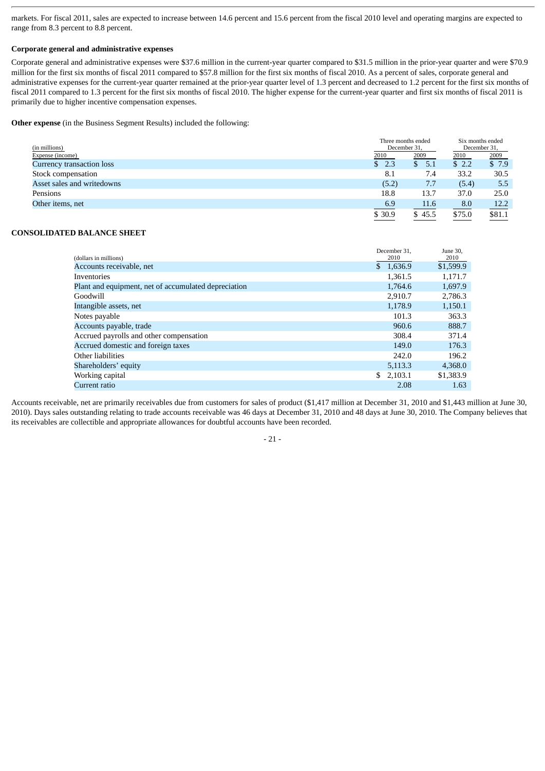markets. For fiscal 2011, sales are expected to increase between 14.6 percent and 15.6 percent from the fiscal 2010 level and operating margins are expected to range from 8.3 percent to 8.8 percent.

**Corporate general and administrative expenses**

Corporate general and administrative expenses were $37.6 million in the current-year quarter compared to $31.5 million in the prior-year quarter and were $70.9 million for the first six months of fiscal 2011 compared to $57.8 million for the first six months of fiscal 2010. As a percent of sales, corporate general and administrative expenses for the current-year quarter remained at the prior-year quarter level of 1.3 percent and decreased to 1.2 percent for the first six months of fiscal 2011 compared to 1.3 percent for the first six months of fiscal 2010. The higher expense for the current-year quarter and first six months of fiscal 2011 is primarily due to higher incentive compensation expenses.

**Other expense** (in the Business Segment Results) included the following:

| (in millions) | Three months ended December 31, | | Six months ended December 31, | |
|---|---|---|---|---|
| Expense (income) | 2010 | 2009 | 2010 | 2009 |
| Currency transaction loss | $ 2.3 | $ 5.1 | $ 2.2 | $ 7.9 |
| Stock compensation | 8.1 | 7.4 | 33.2 | 30.5 |
| Asset sales and writedowns | (5.2) | 7.7 | (5.4) | 5.5 |
| Pensions | 18.8 | 13.7 | 37.0 | 25.0 |
| Other items, net | 6.9 | 11.6 | 8.0 | 12.2 |
| | $ 30.9 | $ 45.5 | $75.0 | $81.1 |

**CONSOLIDATED BALANCE SHEET**

| (dollars in millions) | December 31, 2010 | June 30, 2010 |
|---|---|---|
| Accounts receivable, net | $ 1,636.9 | $1,599.9 |
| Inventories | 1,361.5 | 1,171.7 |
| Plant and equipment, net of accumulated depreciation | 1,764.6 | 1,697.9 |
| Goodwill | 2,910.7 | 2,786.3 |
| Intangible assets, net | 1,178.9 | 1,150.1 |
| Notes payable | 101.3 | 363.3 |
| Accounts payable, trade | 960.6 | 888.7 |
| Accrued payrolls and other compensation | 308.4 | 371.4 |
| Accrued domestic and foreign taxes | 149.0 | 176.3 |
| Other liabilities | 242.0 | 196.2 |
| Shareholders' equity | 5,113.3 | 4,368.0 |
| Working capital | $ 2,103.1 | $1,383.9 |
| Current ratio | 2.08 | 1.63 |

Accounts receivable, net are primarily receivables due from customers for sales of product ($1,417 million at December 31, 2010 and $1,443 million at June 30, 2010). Days sales outstanding relating to trade accounts receivable was 46 days at December 31, 2010 and 48 days at June 30, 2010. The Company believes that its receivables are collectible and appropriate allowances for doubtful accounts have been recorded.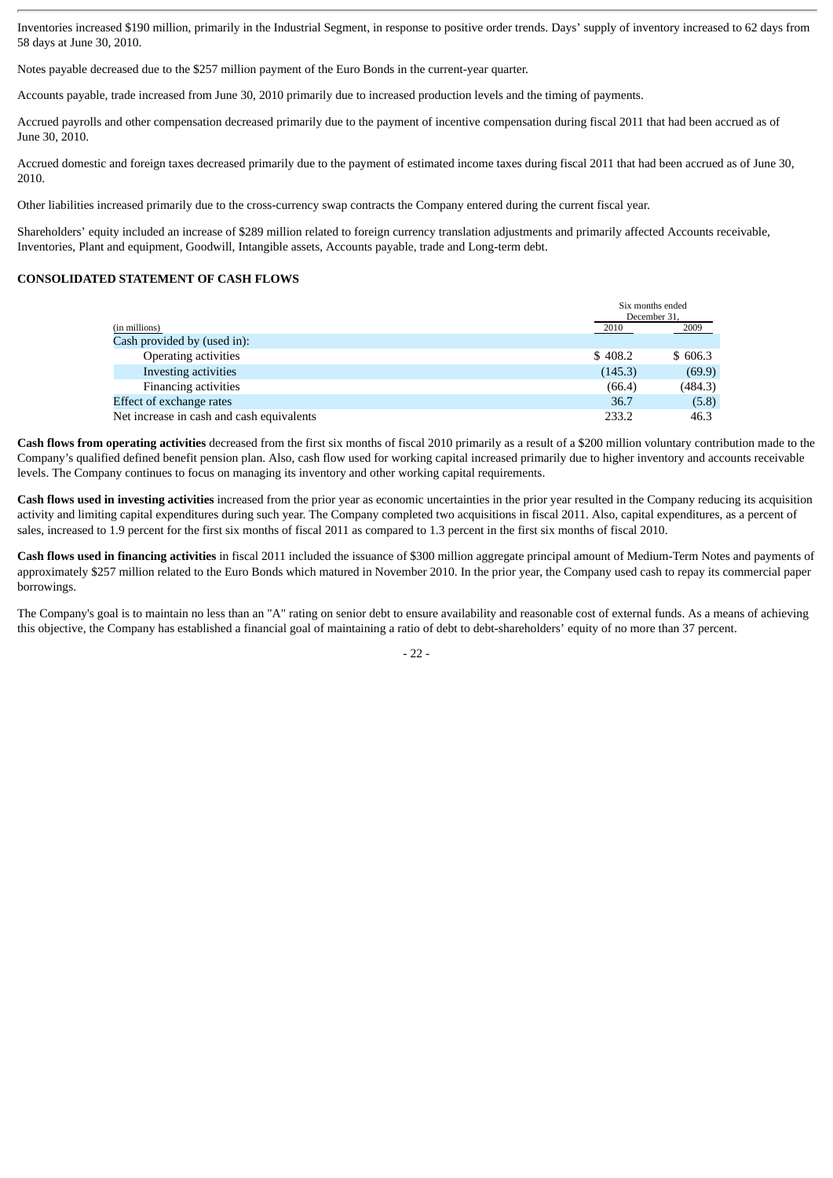Inventories increased $190 million, primarily in the Industrial Segment, in response to positive order trends. Days' supply of inventory increased to 62 days from 58 days at June 30, 2010.

Notes payable decreased due to the $257 million payment of the Euro Bonds in the current-year quarter.

Accounts payable, trade increased from June 30, 2010 primarily due to increased production levels and the timing of payments.

Accrued payrolls and other compensation decreased primarily due to the payment of incentive compensation during fiscal 2011 that had been accrued as of June 30, 2010.

Accrued domestic and foreign taxes decreased primarily due to the payment of estimated income taxes during fiscal 2011 that had been accrued as of June 30, 2010.

Other liabilities increased primarily due to the cross-currency swap contracts the Company entered during the current fiscal year.

Shareholders' equity included an increase of $289 million related to foreign currency translation adjustments and primarily affected Accounts receivable, Inventories, Plant and equipment, Goodwill, Intangible assets, Accounts payable, trade and Long-term debt.

**CONSOLIDATED STATEMENT OF CASH FLOWS**

| (in millions) | Six months ended December 31, 2010 | Six months ended December 31, 2009 |
|---|---|---|
| Cash provided by (used in): | | |
| Operating activities | $ 408.2 | $ 606.3 |
| Investing activities | (145.3) | (69.9) |
| Financing activities | (66.4) | (484.3) |
| Effect of exchange rates | 36.7 | (5.8) |
| Net increase in cash and cash equivalents | 233.2 | 46.3 |

**Cash flows from operating activities** decreased from the first six months of fiscal 2010 primarily as a result of a $200 million voluntary contribution made to the Company's qualified defined benefit pension plan. Also, cash flow used for working capital increased primarily due to higher inventory and accounts receivable levels. The Company continues to focus on managing its inventory and other working capital requirements.

**Cash flows used in investing activities** increased from the prior year as economic uncertainties in the prior year resulted in the Company reducing its acquisition activity and limiting capital expenditures during such year. The Company completed two acquisitions in fiscal 2011. Also, capital expenditures, as a percent of sales, increased to 1.9 percent for the first six months of fiscal 2011 as compared to 1.3 percent in the first six months of fiscal 2010.

**Cash flows used in financing activities** in fiscal 2011 included the issuance of $300 million aggregate principal amount of Medium-Term Notes and payments of approximately $257 million related to the Euro Bonds which matured in November 2010. In the prior year, the Company used cash to repay its commercial paper borrowings.

The Company's goal is to maintain no less than an "A" rating on senior debt to ensure availability and reasonable cost of external funds. As a means of achieving this objective, the Company has established a financial goal of maintaining a ratio of debt to debt-shareholders' equity of no more than 37 percent.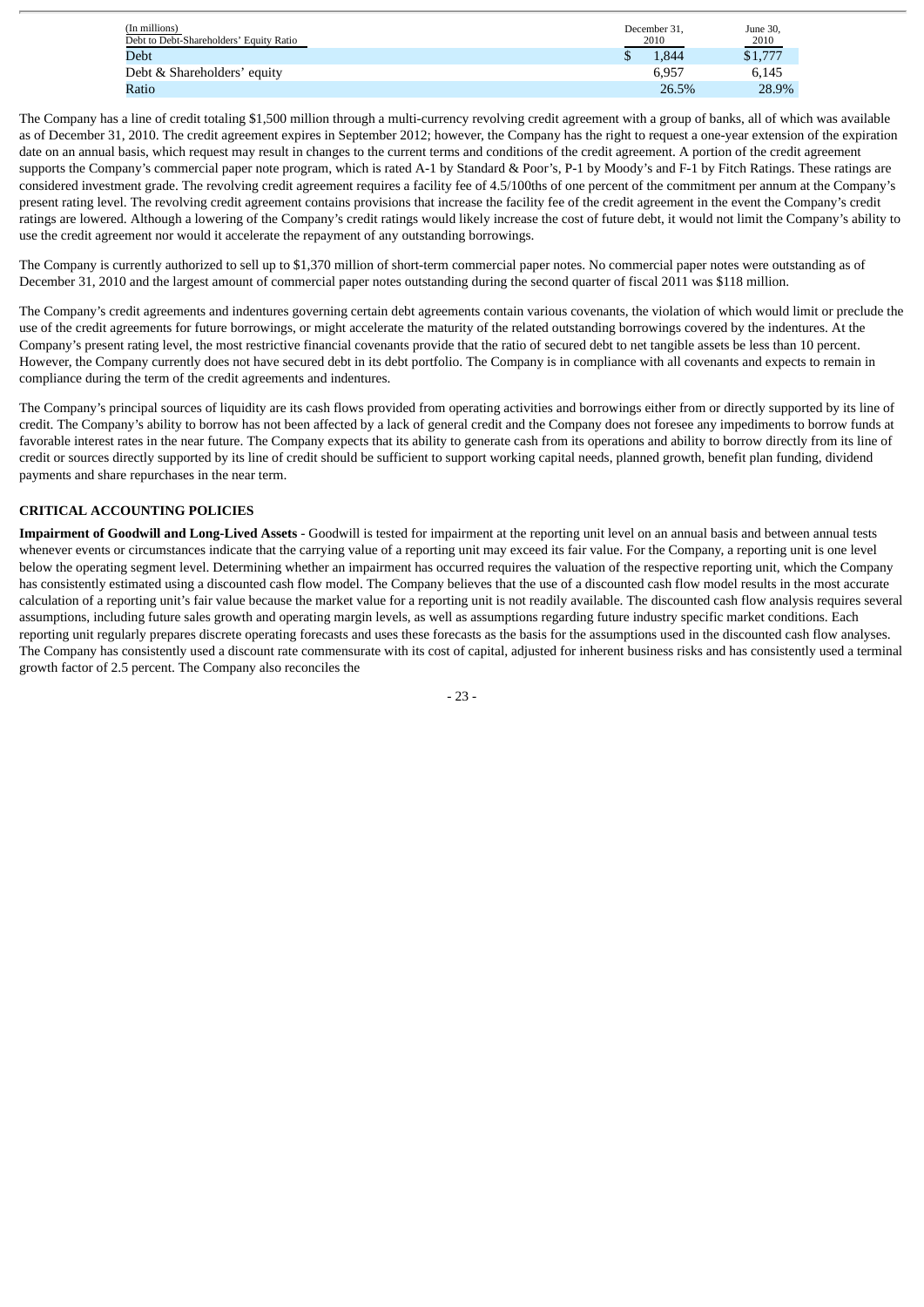| (In millions) Debt to Debt-Shareholders' Equity Ratio | December 31, 2010 | June 30, 2010 |
|---|---|---|
| Debt | $ 1,844 | $1,777 |
| Debt & Shareholders' equity | 6,957 | 6,145 |
| Ratio | 26.5% | 28.9% |

The Company has a line of credit totaling $1,500 million through a multi-currency revolving credit agreement with a group of banks, all of which was available as of December 31, 2010. The credit agreement expires in September 2012; however, the Company has the right to request a one-year extension of the expiration date on an annual basis, which request may result in changes to the current terms and conditions of the credit agreement. A portion of the credit agreement supports the Company's commercial paper note program, which is rated A-1 by Standard & Poor's, P-1 by Moody's and F-1 by Fitch Ratings. These ratings are considered investment grade. The revolving credit agreement requires a facility fee of 4.5/100ths of one percent of the commitment per annum at the Company's present rating level. The revolving credit agreement contains provisions that increase the facility fee of the credit agreement in the event the Company's credit ratings are lowered. Although a lowering of the Company's credit ratings would likely increase the cost of future debt, it would not limit the Company's ability to use the credit agreement nor would it accelerate the repayment of any outstanding borrowings.

The Company is currently authorized to sell up to $1,370 million of short-term commercial paper notes. No commercial paper notes were outstanding as of December 31, 2010 and the largest amount of commercial paper notes outstanding during the second quarter of fiscal 2011 was $118 million.

The Company's credit agreements and indentures governing certain debt agreements contain various covenants, the violation of which would limit or preclude the use of the credit agreements for future borrowings, or might accelerate the maturity of the related outstanding borrowings covered by the indentures. At the Company's present rating level, the most restrictive financial covenants provide that the ratio of secured debt to net tangible assets be less than 10 percent. However, the Company currently does not have secured debt in its debt portfolio. The Company is in compliance with all covenants and expects to remain in compliance during the term of the credit agreements and indentures.

The Company's principal sources of liquidity are its cash flows provided from operating activities and borrowings either from or directly supported by its line of credit. The Company's ability to borrow has not been affected by a lack of general credit and the Company does not foresee any impediments to borrow funds at favorable interest rates in the near future. The Company expects that its ability to generate cash from its operations and ability to borrow directly from its line of credit or sources directly supported by its line of credit should be sufficient to support working capital needs, planned growth, benefit plan funding, dividend payments and share repurchases in the near term.

## CRITICAL ACCOUNTING POLICIES

**Impairment of Goodwill and Long-Lived Assets** - Goodwill is tested for impairment at the reporting unit level on an annual basis and between annual tests whenever events or circumstances indicate that the carrying value of a reporting unit may exceed its fair value. For the Company, a reporting unit is one level below the operating segment level. Determining whether an impairment has occurred requires the valuation of the respective reporting unit, which the Company has consistently estimated using a discounted cash flow model. The Company believes that the use of a discounted cash flow model results in the most accurate calculation of a reporting unit's fair value because the market value for a reporting unit is not readily available. The discounted cash flow analysis requires several assumptions, including future sales growth and operating margin levels, as well as assumptions regarding future industry specific market conditions. Each reporting unit regularly prepares discrete operating forecasts and uses these forecasts as the basis for the assumptions used in the discounted cash flow analyses. The Company has consistently used a discount rate commensurate with its cost of capital, adjusted for inherent business risks and has consistently used a terminal growth factor of 2.5 percent. The Company also reconciles the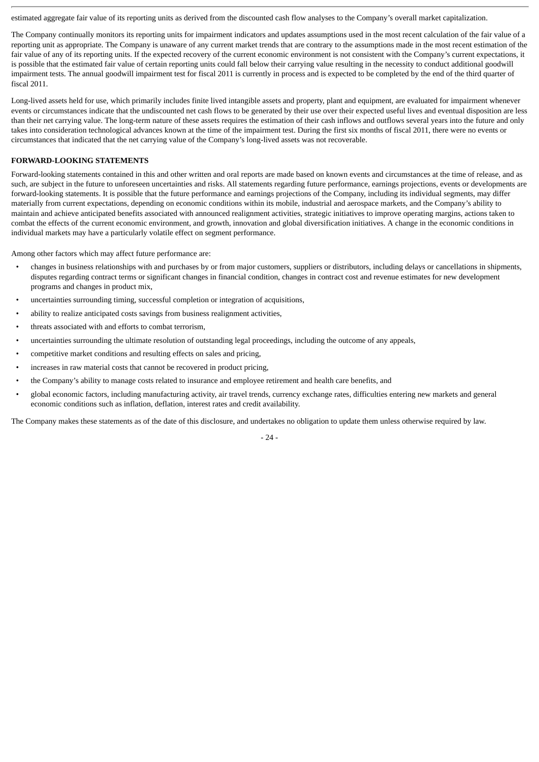estimated aggregate fair value of its reporting units as derived from the discounted cash flow analyses to the Company's overall market capitalization.

The Company continually monitors its reporting units for impairment indicators and updates assumptions used in the most recent calculation of the fair value of a reporting unit as appropriate. The Company is unaware of any current market trends that are contrary to the assumptions made in the most recent estimation of the fair value of any of its reporting units. If the expected recovery of the current economic environment is not consistent with the Company's current expectations, it is possible that the estimated fair value of certain reporting units could fall below their carrying value resulting in the necessity to conduct additional goodwill impairment tests. The annual goodwill impairment test for fiscal 2011 is currently in process and is expected to be completed by the end of the third quarter of fiscal 2011.

Long-lived assets held for use, which primarily includes finite lived intangible assets and property, plant and equipment, are evaluated for impairment whenever events or circumstances indicate that the undiscounted net cash flows to be generated by their use over their expected useful lives and eventual disposition are less than their net carrying value. The long-term nature of these assets requires the estimation of their cash inflows and outflows several years into the future and only takes into consideration technological advances known at the time of the impairment test. During the first six months of fiscal 2011, there were no events or circumstances that indicated that the net carrying value of the Company's long-lived assets was not recoverable.

**FORWARD-LOOKING STATEMENTS**

Forward-looking statements contained in this and other written and oral reports are made based on known events and circumstances at the time of release, and as such, are subject in the future to unforeseen uncertainties and risks. All statements regarding future performance, earnings projections, events or developments are forward-looking statements. It is possible that the future performance and earnings projections of the Company, including its individual segments, may differ materially from current expectations, depending on economic conditions within its mobile, industrial and aerospace markets, and the Company's ability to maintain and achieve anticipated benefits associated with announced realignment activities, strategic initiatives to improve operating margins, actions taken to combat the effects of the current economic environment, and growth, innovation and global diversification initiatives. A change in the economic conditions in individual markets may have a particularly volatile effect on segment performance.

Among other factors which may affect future performance are:

- changes in business relationships with and purchases by or from major customers, suppliers or distributors, including delays or cancellations in shipments, disputes regarding contract terms or significant changes in financial condition, changes in contract cost and revenue estimates for new development programs and changes in product mix,
- uncertainties surrounding timing, successful completion or integration of acquisitions,
- ability to realize anticipated costs savings from business realignment activities,
- threats associated with and efforts to combat terrorism,
- uncertainties surrounding the ultimate resolution of outstanding legal proceedings, including the outcome of any appeals,
- competitive market conditions and resulting effects on sales and pricing,
- increases in raw material costs that cannot be recovered in product pricing,
- the Company's ability to manage costs related to insurance and employee retirement and health care benefits, and
- global economic factors, including manufacturing activity, air travel trends, currency exchange rates, difficulties entering new markets and general economic conditions such as inflation, deflation, interest rates and credit availability.

The Company makes these statements as of the date of this disclosure, and undertakes no obligation to update them unless otherwise required by law.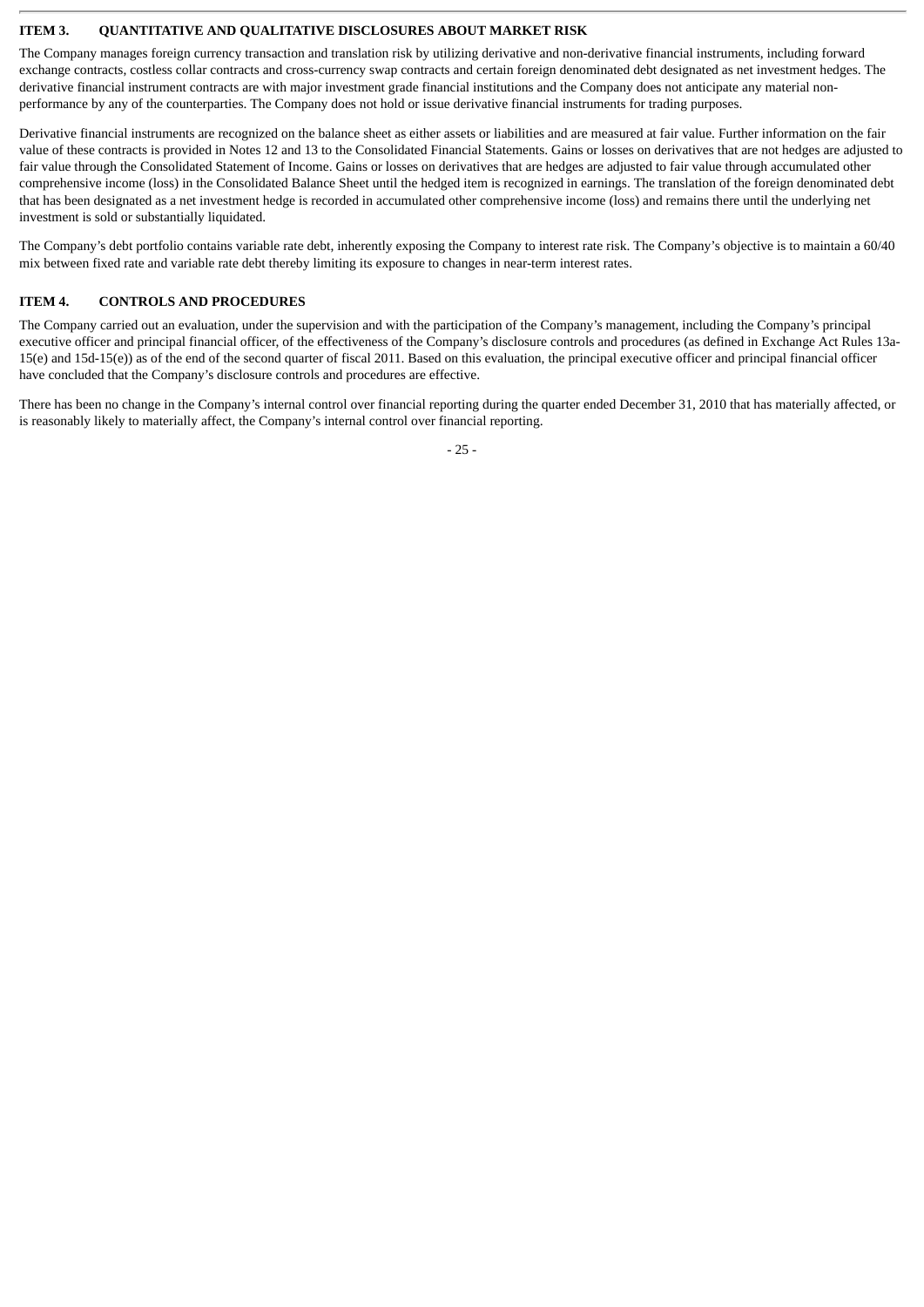## ITEM 3. QUANTITATIVE AND QUALITATIVE DISCLOSURES ABOUT MARKET RISK

The Company manages foreign currency transaction and translation risk by utilizing derivative and non-derivative financial instruments, including forward exchange contracts, costless collar contracts and cross-currency swap contracts and certain foreign denominated debt designated as net investment hedges. The derivative financial instrument contracts are with major investment grade financial institutions and the Company does not anticipate any material non-performance by any of the counterparties. The Company does not hold or issue derivative financial instruments for trading purposes.

Derivative financial instruments are recognized on the balance sheet as either assets or liabilities and are measured at fair value. Further information on the fair value of these contracts is provided in Notes 12 and 13 to the Consolidated Financial Statements. Gains or losses on derivatives that are not hedges are adjusted to fair value through the Consolidated Statement of Income. Gains or losses on derivatives that are hedges are adjusted to fair value through accumulated other comprehensive income (loss) in the Consolidated Balance Sheet until the hedged item is recognized in earnings. The translation of the foreign denominated debt that has been designated as a net investment hedge is recorded in accumulated other comprehensive income (loss) and remains there until the underlying net investment is sold or substantially liquidated.

The Company's debt portfolio contains variable rate debt, inherently exposing the Company to interest rate risk. The Company's objective is to maintain a 60/40 mix between fixed rate and variable rate debt thereby limiting its exposure to changes in near-term interest rates.

## ITEM 4. CONTROLS AND PROCEDURES

The Company carried out an evaluation, under the supervision and with the participation of the Company's management, including the Company's principal executive officer and principal financial officer, of the effectiveness of the Company's disclosure controls and procedures (as defined in Exchange Act Rules 13a-15(e) and 15d-15(e)) as of the end of the second quarter of fiscal 2011. Based on this evaluation, the principal executive officer and principal financial officer have concluded that the Company's disclosure controls and procedures are effective.

There has been no change in the Company's internal control over financial reporting during the quarter ended December 31, 2010 that has materially affected, or is reasonably likely to materially affect, the Company's internal control over financial reporting.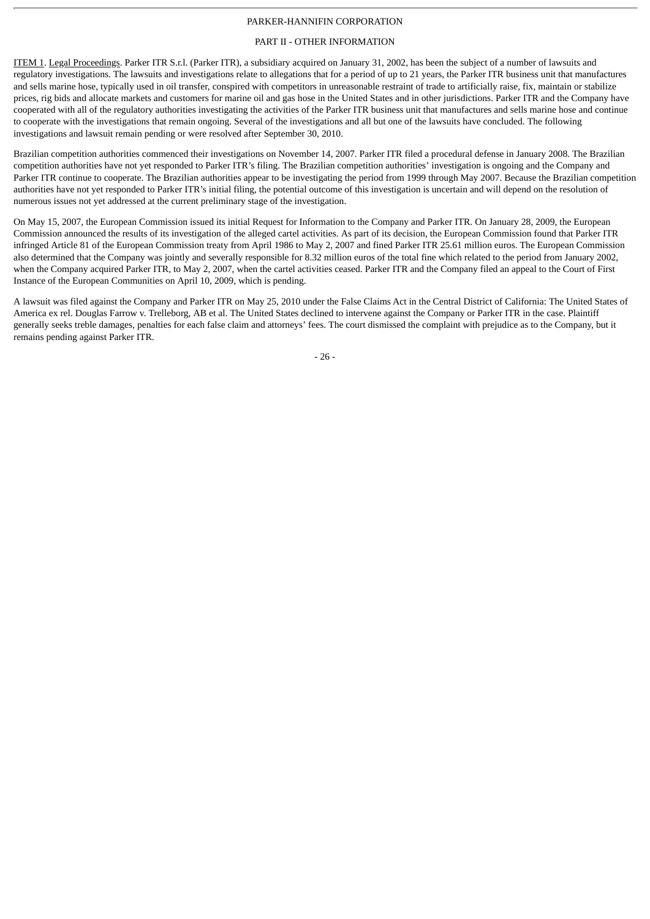PARKER-HANNIFIN CORPORATION

PART II - OTHER INFORMATION

ITEM 1. Legal Proceedings. Parker ITR S.r.l. (Parker ITR), a subsidiary acquired on January 31, 2002, has been the subject of a number of lawsuits and regulatory investigations. The lawsuits and investigations relate to allegations that for a period of up to 21 years, the Parker ITR business unit that manufactures and sells marine hose, typically used in oil transfer, conspired with competitors in unreasonable restraint of trade to artificially raise, fix, maintain or stabilize prices, rig bids and allocate markets and customers for marine oil and gas hose in the United States and in other jurisdictions. Parker ITR and the Company have cooperated with all of the regulatory authorities investigating the activities of the Parker ITR business unit that manufactures and sells marine hose and continue to cooperate with the investigations that remain ongoing. Several of the investigations and all but one of the lawsuits have concluded. The following investigations and lawsuit remain pending or were resolved after September 30, 2010.

Brazilian competition authorities commenced their investigations on November 14, 2007. Parker ITR filed a procedural defense in January 2008. The Brazilian competition authorities have not yet responded to Parker ITR's filing. The Brazilian competition authorities' investigation is ongoing and the Company and Parker ITR continue to cooperate. The Brazilian authorities appear to be investigating the period from 1999 through May 2007. Because the Brazilian competition authorities have not yet responded to Parker ITR's initial filing, the potential outcome of this investigation is uncertain and will depend on the resolution of numerous issues not yet addressed at the current preliminary stage of the investigation.

On May 15, 2007, the European Commission issued its initial Request for Information to the Company and Parker ITR. On January 28, 2009, the European Commission announced the results of its investigation of the alleged cartel activities. As part of its decision, the European Commission found that Parker ITR infringed Article 81 of the European Commission treaty from April 1986 to May 2, 2007 and fined Parker ITR 25.61 million euros. The European Commission also determined that the Company was jointly and severally responsible for 8.32 million euros of the total fine which related to the period from January 2002, when the Company acquired Parker ITR, to May 2, 2007, when the cartel activities ceased. Parker ITR and the Company filed an appeal to the Court of First Instance of the European Communities on April 10, 2009, which is pending.

A lawsuit was filed against the Company and Parker ITR on May 25, 2010 under the False Claims Act in the Central District of California: The United States of America ex rel. Douglas Farrow v. Trelleborg, AB et al. The United States declined to intervene against the Company or Parker ITR in the case. Plaintiff generally seeks treble damages, penalties for each false claim and attorneys' fees. The court dismissed the complaint with prejudice as to the Company, but it remains pending against Parker ITR.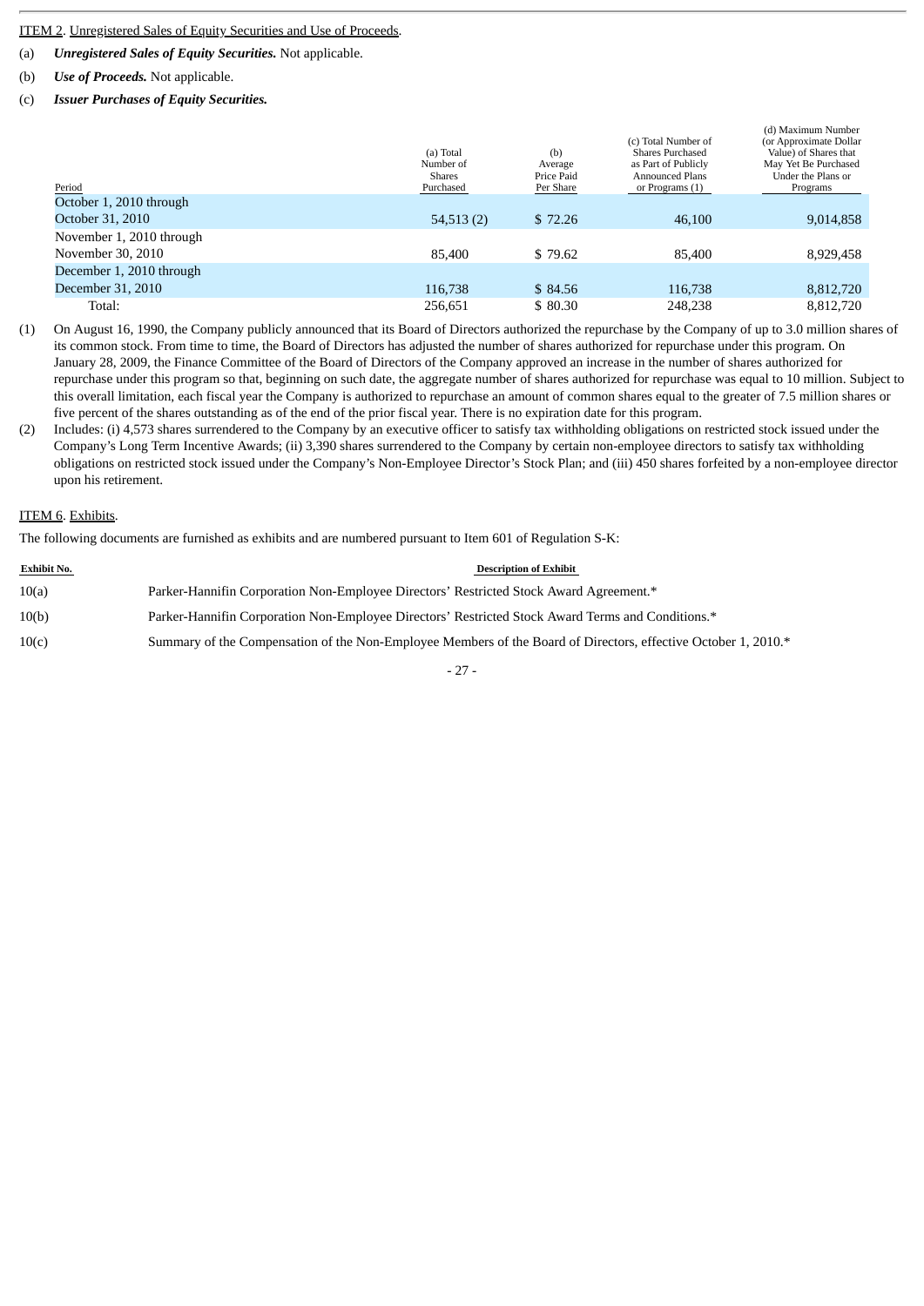ITEM 2. Unregistered Sales of Equity Securities and Use of Proceeds.

(a) ***Unregistered Sales of Equity Securities.*** Not applicable.

(b) ***Use of Proceeds.*** Not applicable.

(c) ***Issuer Purchases of Equity Securities.***

| Period | (a) Total Number of Shares Purchased | (b) Average Price Paid Per Share | (c) Total Number of Shares Purchased as Part of Publicly Announced Plans or Programs (1) | (d) Maximum Number (or Approximate Dollar Value) of Shares that May Yet Be Purchased Under the Plans or Programs |
|---|---|---|---|---|
| October 1, 2010 through October 31, 2010 | 54,513 (2) | $ 72.26 | 46,100 | 9,014,858 |
| November 1, 2010 through November 30, 2010 | 85,400 | $ 79.62 | 85,400 | 8,929,458 |
| December 1, 2010 through December 31, 2010 | 116,738 | $ 84.56 | 116,738 | 8,812,720 |
| Total: | 256,651 | $ 80.30 | 248,238 | 8,812,720 |

(1) On August 16, 1990, the Company publicly announced that its Board of Directors authorized the repurchase by the Company of up to 3.0 million shares of its common stock. From time to time, the Board of Directors has adjusted the number of shares authorized for repurchase under this program. On January 28, 2009, the Finance Committee of the Board of Directors of the Company approved an increase in the number of shares authorized for repurchase under this program so that, beginning on such date, the aggregate number of shares authorized for repurchase was equal to 10 million. Subject to this overall limitation, each fiscal year the Company is authorized to repurchase an amount of common shares equal to the greater of 7.5 million shares or five percent of the shares outstanding as of the end of the prior fiscal year. There is no expiration date for this program.

(2) Includes: (i) 4,573 shares surrendered to the Company by an executive officer to satisfy tax withholding obligations on restricted stock issued under the Company's Long Term Incentive Awards; (ii) 3,390 shares surrendered to the Company by certain non-employee directors to satisfy tax withholding obligations on restricted stock issued under the Company's Non-Employee Director's Stock Plan; and (iii) 450 shares forfeited by a non-employee director upon his retirement.

ITEM 6. Exhibits.

The following documents are furnished as exhibits and are numbered pursuant to Item 601 of Regulation S-K:

| Exhibit No. | Description of Exhibit |
|---|---|
| 10(a) | Parker-Hannifin Corporation Non-Employee Directors' Restricted Stock Award Agreement.* |
| 10(b) | Parker-Hannifin Corporation Non-Employee Directors' Restricted Stock Award Terms and Conditions.* |
| 10(c) | Summary of the Compensation of the Non-Employee Members of the Board of Directors, effective October 1, 2010.* |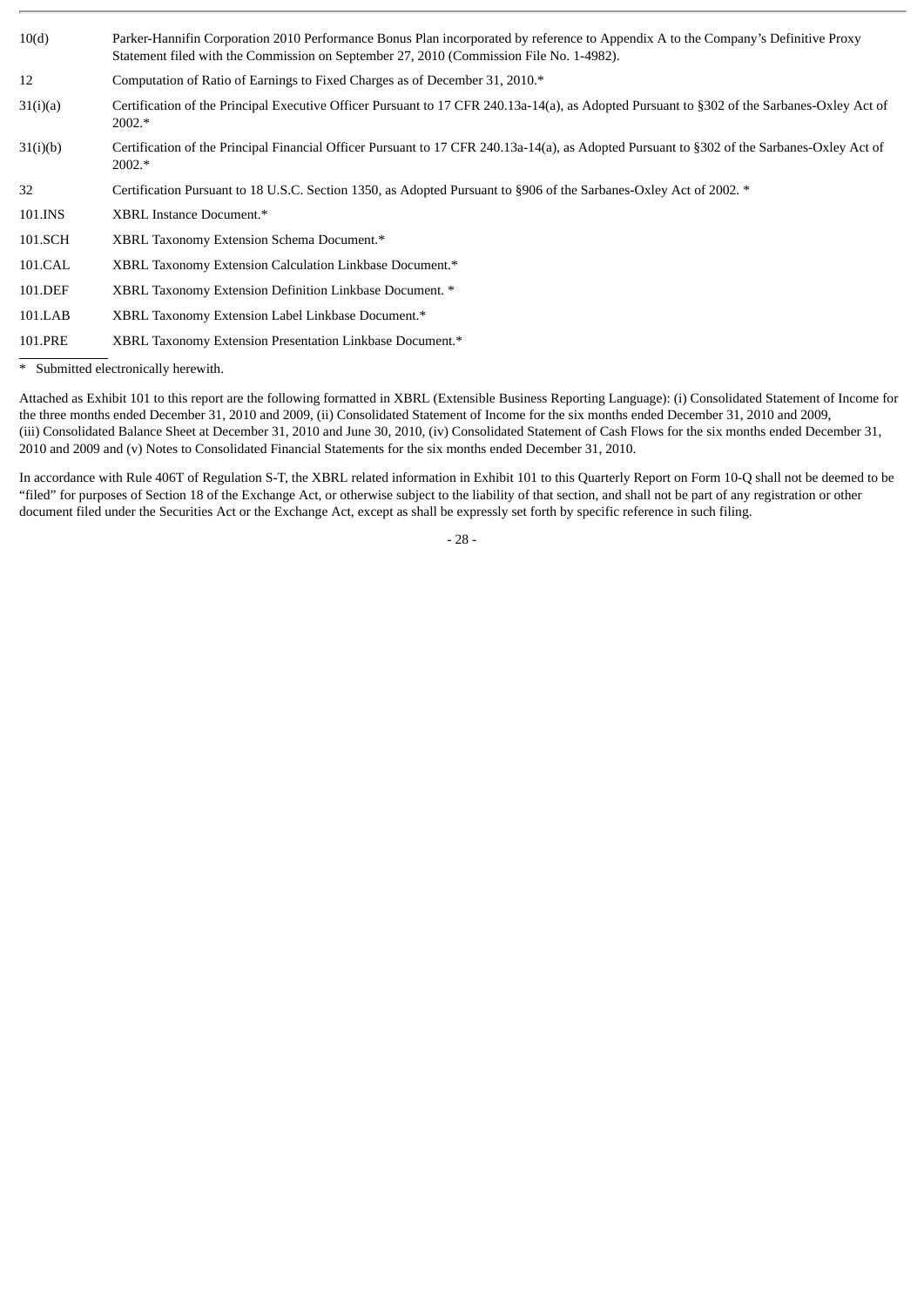| | |
|---|---|
| 10(d) | Parker-Hannifin Corporation 2010 Performance Bonus Plan incorporated by reference to Appendix A to the Company's Definitive Proxy Statement filed with the Commission on September 27, 2010 (Commission File No. 1-4982). |
| 12 | Computation of Ratio of Earnings to Fixed Charges as of December 31, 2010.* |
| 31(i)(a) | Certification of the Principal Executive Officer Pursuant to 17 CFR 240.13a-14(a), as Adopted Pursuant to §302 of the Sarbanes-Oxley Act of 2002.* |
| 31(i)(b) | Certification of the Principal Financial Officer Pursuant to 17 CFR 240.13a-14(a), as Adopted Pursuant to §302 of the Sarbanes-Oxley Act of 2002.* |
| 32 | Certification Pursuant to 18 U.S.C. Section 1350, as Adopted Pursuant to §906 of the Sarbanes-Oxley Act of 2002. * |
| 101.INS | XBRL Instance Document.* |
| 101.SCH | XBRL Taxonomy Extension Schema Document.* |
| 101.CAL | XBRL Taxonomy Extension Calculation Linkbase Document.* |
| 101.DEF | XBRL Taxonomy Extension Definition Linkbase Document. * |
| 101.LAB | XBRL Taxonomy Extension Label Linkbase Document.* |
| 101.PRE | XBRL Taxonomy Extension Presentation Linkbase Document.* |

\* Submitted electronically herewith.

Attached as Exhibit 101 to this report are the following formatted in XBRL (Extensible Business Reporting Language): (i) Consolidated Statement of Income for the three months ended December 31, 2010 and 2009, (ii) Consolidated Statement of Income for the six months ended December 31, 2010 and 2009, (iii) Consolidated Balance Sheet at December 31, 2010 and June 30, 2010, (iv) Consolidated Statement of Cash Flows for the six months ended December 31, 2010 and 2009 and (v) Notes to Consolidated Financial Statements for the six months ended December 31, 2010.

In accordance with Rule 406T of Regulation S-T, the XBRL related information in Exhibit 101 to this Quarterly Report on Form 10-Q shall not be deemed to be "filed" for purposes of Section 18 of the Exchange Act, or otherwise subject to the liability of that section, and shall not be part of any registration or other document filed under the Securities Act or the Exchange Act, except as shall be expressly set forth by specific reference in such filing.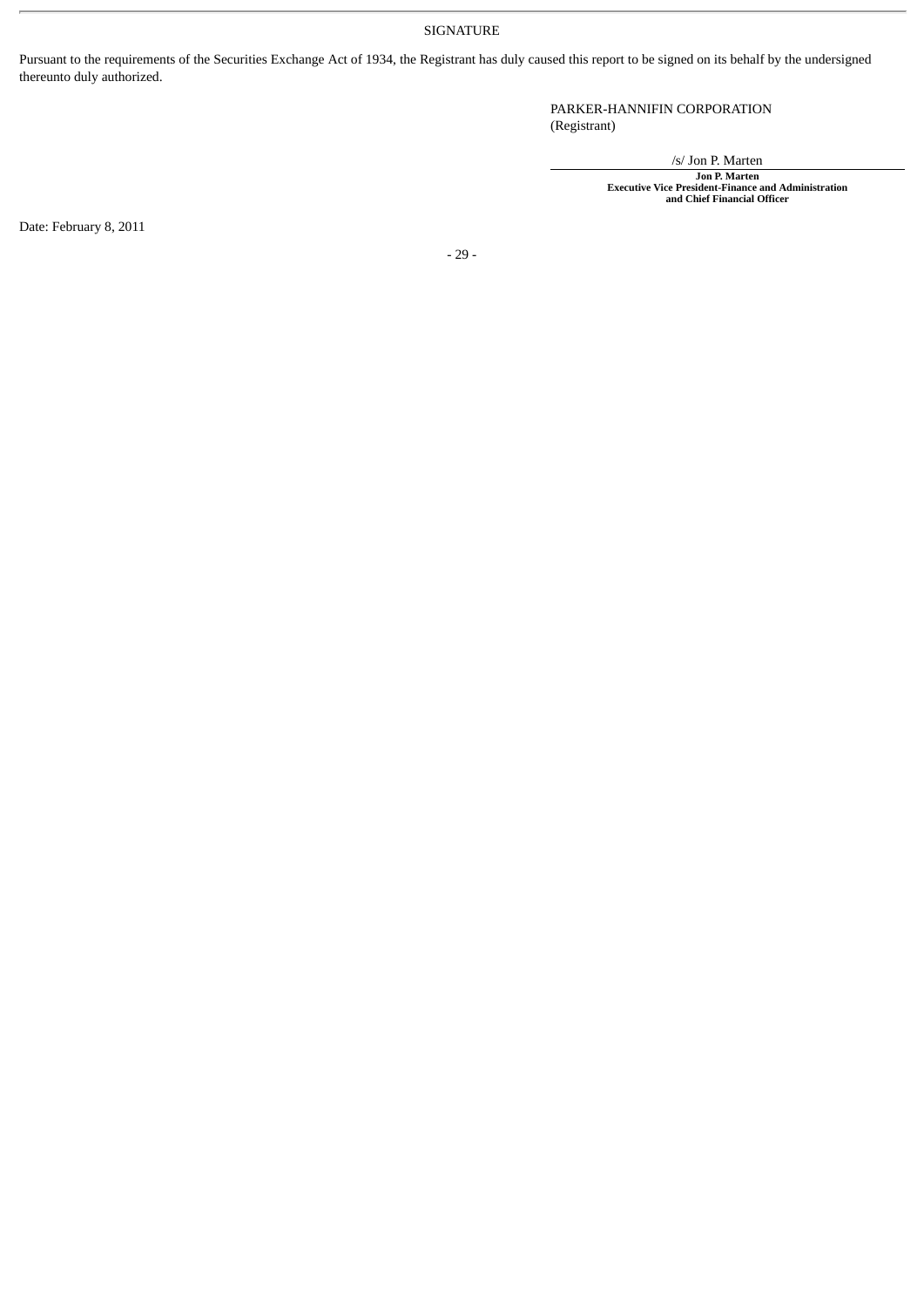SIGNATURE

Pursuant to the requirements of the Securities Exchange Act of 1934, the Registrant has duly caused this report to be signed on its behalf by the undersigned thereunto duly authorized.

PARKER-HANNIFIN CORPORATION
(Registrant)

/s/ Jon P. Marten

**Jon P. Marten**
**Executive Vice President-Finance and Administration**
**and Chief Financial Officer**

Date: February 8, 2011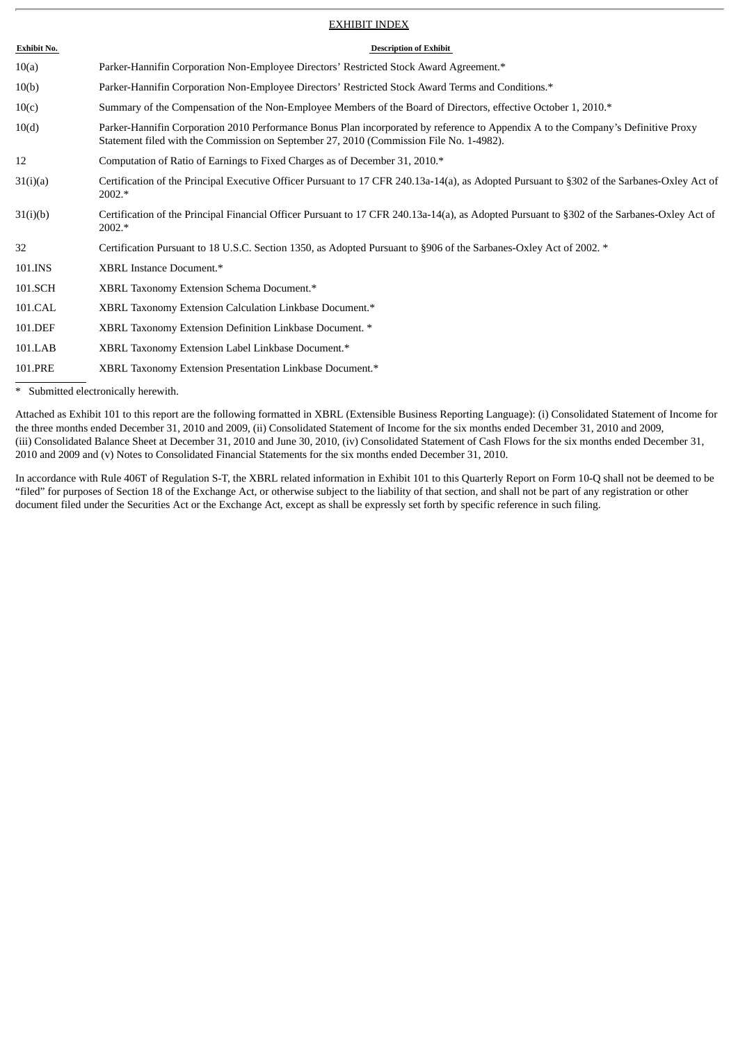## EXHIBIT INDEX

| Exhibit No. | Description of Exhibit |
|---|---|
| 10(a) | Parker-Hannifin Corporation Non-Employee Directors' Restricted Stock Award Agreement.* |
| 10(b) | Parker-Hannifin Corporation Non-Employee Directors' Restricted Stock Award Terms and Conditions.* |
| 10(c) | Summary of the Compensation of the Non-Employee Members of the Board of Directors, effective October 1, 2010.* |
| 10(d) | Parker-Hannifin Corporation 2010 Performance Bonus Plan incorporated by reference to Appendix A to the Company's Definitive Proxy Statement filed with the Commission on September 27, 2010 (Commission File No. 1-4982). |
| 12 | Computation of Ratio of Earnings to Fixed Charges as of December 31, 2010.* |
| 31(i)(a) | Certification of the Principal Executive Officer Pursuant to 17 CFR 240.13a-14(a), as Adopted Pursuant to §302 of the Sarbanes-Oxley Act of 2002.* |
| 31(i)(b) | Certification of the Principal Financial Officer Pursuant to 17 CFR 240.13a-14(a), as Adopted Pursuant to §302 of the Sarbanes-Oxley Act of 2002.* |
| 32 | Certification Pursuant to 18 U.S.C. Section 1350, as Adopted Pursuant to §906 of the Sarbanes-Oxley Act of 2002. * |
| 101.INS | XBRL Instance Document.* |
| 101.SCH | XBRL Taxonomy Extension Schema Document.* |
| 101.CAL | XBRL Taxonomy Extension Calculation Linkbase Document.* |
| 101.DEF | XBRL Taxonomy Extension Definition Linkbase Document. * |
| 101.LAB | XBRL Taxonomy Extension Label Linkbase Document.* |
| 101.PRE | XBRL Taxonomy Extension Presentation Linkbase Document.* |

\* Submitted electronically herewith.

Attached as Exhibit 101 to this report are the following formatted in XBRL (Extensible Business Reporting Language): (i) Consolidated Statement of Income for the three months ended December 31, 2010 and 2009, (ii) Consolidated Statement of Income for the six months ended December 31, 2010 and 2009, (iii) Consolidated Balance Sheet at December 31, 2010 and June 30, 2010, (iv) Consolidated Statement of Cash Flows for the six months ended December 31, 2010 and 2009 and (v) Notes to Consolidated Financial Statements for the six months ended December 31, 2010.

In accordance with Rule 406T of Regulation S-T, the XBRL related information in Exhibit 101 to this Quarterly Report on Form 10-Q shall not be deemed to be "filed" for purposes of Section 18 of the Exchange Act, or otherwise subject to the liability of that section, and shall not be part of any registration or other document filed under the Securities Act or the Exchange Act, except as shall be expressly set forth by specific reference in such filing.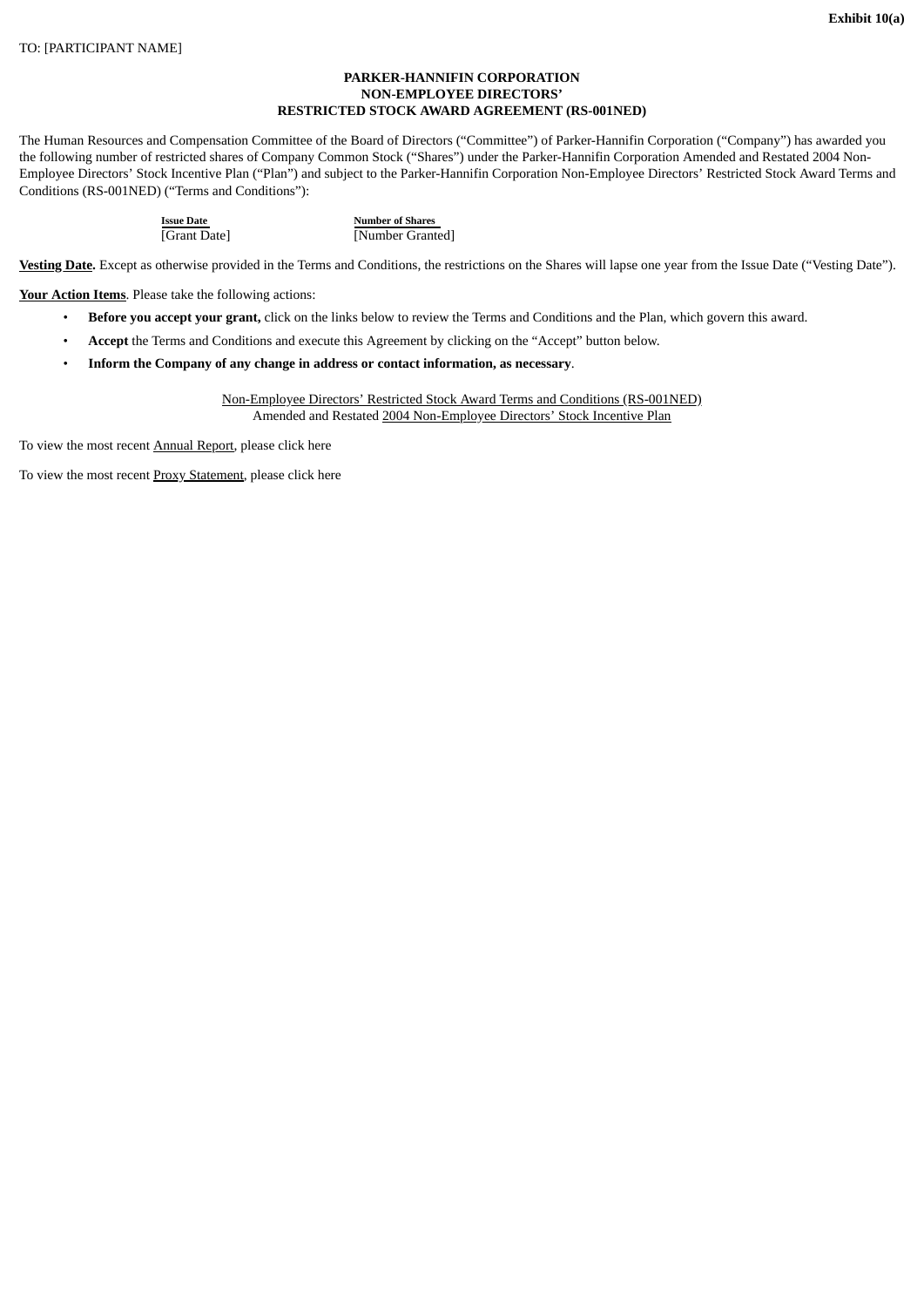**Exhibit 10(a)**

TO: [PARTICIPANT NAME]

**PARKER-HANNIFIN CORPORATION**
**NON-EMPLOYEE DIRECTORS'**
**RESTRICTED STOCK AWARD AGREEMENT (RS-001NED)**

The Human Resources and Compensation Committee of the Board of Directors ("Committee") of Parker-Hannifin Corporation ("Company") has awarded you the following number of restricted shares of Company Common Stock ("Shares") under the Parker-Hannifin Corporation Amended and Restated 2004 Non-Employee Directors' Stock Incentive Plan ("Plan") and subject to the Parker-Hannifin Corporation Non-Employee Directors' Restricted Stock Award Terms and Conditions (RS-001NED) ("Terms and Conditions"):

| Issue Date | Number of Shares |
| --- | --- |
| [Grant Date] | [Number Granted] |

**Vesting Date.** Except as otherwise provided in the Terms and Conditions, the restrictions on the Shares will lapse one year from the Issue Date ("Vesting Date").

**Your Action Items**. Please take the following actions:

- **Before you accept your grant,** click on the links below to review the Terms and Conditions and the Plan, which govern this award.
- **Accept** the Terms and Conditions and execute this Agreement by clicking on the "Accept" button below.
- **Inform the Company of any change in address or contact information, as necessary**.

Non-Employee Directors' Restricted Stock Award Terms and Conditions (RS-001NED)
Amended and Restated 2004 Non-Employee Directors' Stock Incentive Plan

To view the most recent Annual Report, please click here

To view the most recent Proxy Statement, please click here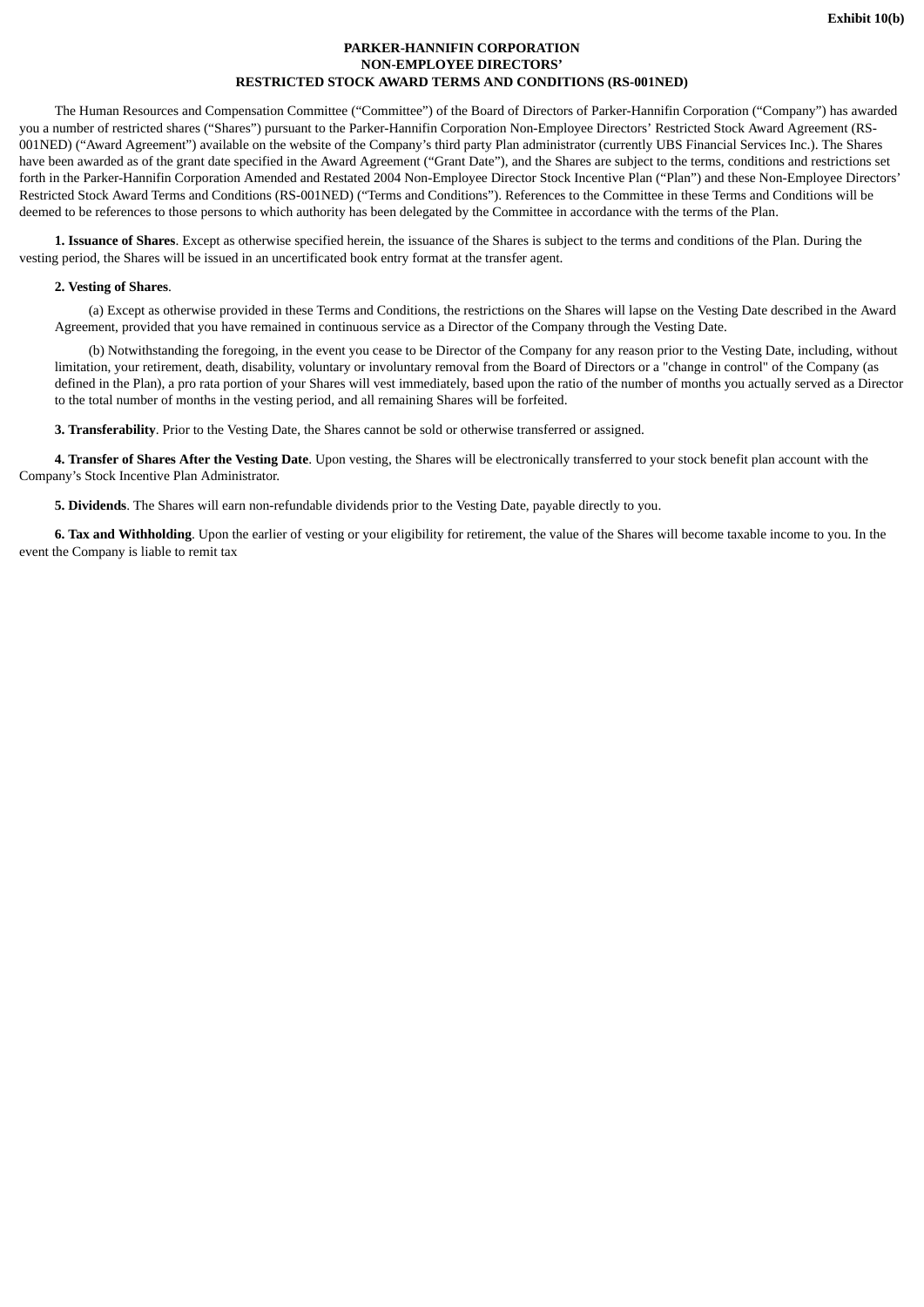Exhibit 10(b)

**PARKER-HANNIFIN CORPORATION**
**NON-EMPLOYEE DIRECTORS'**
**RESTRICTED STOCK AWARD TERMS AND CONDITIONS (RS-001NED)**

The Human Resources and Compensation Committee ("Committee") of the Board of Directors of Parker-Hannifin Corporation ("Company") has awarded you a number of restricted shares ("Shares") pursuant to the Parker-Hannifin Corporation Non-Employee Directors' Restricted Stock Award Agreement (RS-001NED) ("Award Agreement") available on the website of the Company's third party Plan administrator (currently UBS Financial Services Inc.). The Shares have been awarded as of the grant date specified in the Award Agreement ("Grant Date"), and the Shares are subject to the terms, conditions and restrictions set forth in the Parker-Hannifin Corporation Amended and Restated 2004 Non-Employee Director Stock Incentive Plan ("Plan") and these Non-Employee Directors' Restricted Stock Award Terms and Conditions (RS-001NED) ("Terms and Conditions"). References to the Committee in these Terms and Conditions will be deemed to be references to those persons to which authority has been delegated by the Committee in accordance with the terms of the Plan.

**1. Issuance of Shares**. Except as otherwise specified herein, the issuance of the Shares is subject to the terms and conditions of the Plan. During the vesting period, the Shares will be issued in an uncertificated book entry format at the transfer agent.

**2. Vesting of Shares**.

(a) Except as otherwise provided in these Terms and Conditions, the restrictions on the Shares will lapse on the Vesting Date described in the Award Agreement, provided that you have remained in continuous service as a Director of the Company through the Vesting Date.

(b) Notwithstanding the foregoing, in the event you cease to be Director of the Company for any reason prior to the Vesting Date, including, without limitation, your retirement, death, disability, voluntary or involuntary removal from the Board of Directors or a "change in control" of the Company (as defined in the Plan), a pro rata portion of your Shares will vest immediately, based upon the ratio of the number of months you actually served as a Director to the total number of months in the vesting period, and all remaining Shares will be forfeited.

**3. Transferability**. Prior to the Vesting Date, the Shares cannot be sold or otherwise transferred or assigned.

**4. Transfer of Shares After the Vesting Date**. Upon vesting, the Shares will be electronically transferred to your stock benefit plan account with the Company's Stock Incentive Plan Administrator.

**5. Dividends**. The Shares will earn non-refundable dividends prior to the Vesting Date, payable directly to you.

**6. Tax and Withholding**. Upon the earlier of vesting or your eligibility for retirement, the value of the Shares will become taxable income to you. In the event the Company is liable to remit tax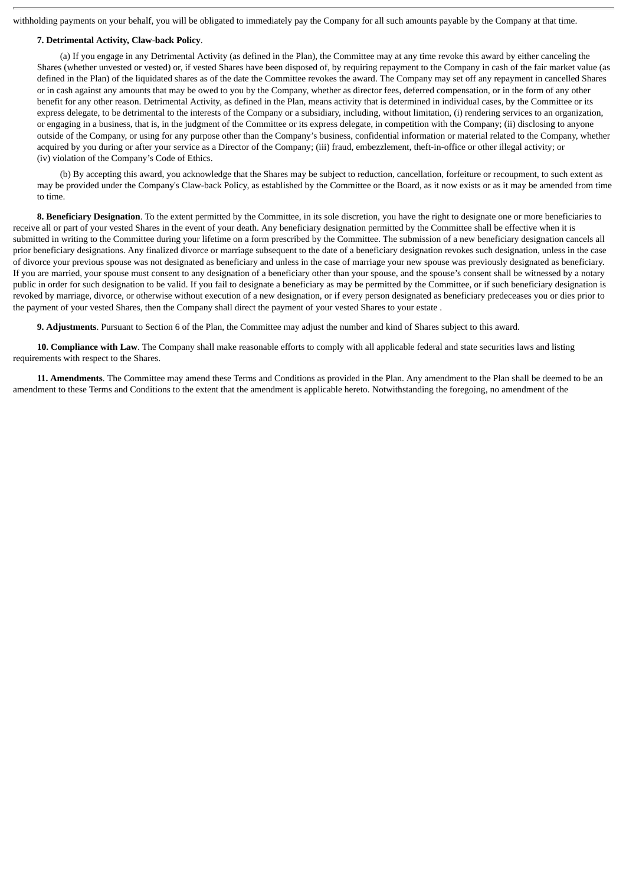withholding payments on your behalf, you will be obligated to immediately pay the Company for all such amounts payable by the Company at that time.

**7. Detrimental Activity, Claw-back Policy**.

(a) If you engage in any Detrimental Activity (as defined in the Plan), the Committee may at any time revoke this award by either canceling the Shares (whether unvested or vested) or, if vested Shares have been disposed of, by requiring repayment to the Company in cash of the fair market value (as defined in the Plan) of the liquidated shares as of the date the Committee revokes the award. The Company may set off any repayment in cancelled Shares or in cash against any amounts that may be owed to you by the Company, whether as director fees, deferred compensation, or in the form of any other benefit for any other reason. Detrimental Activity, as defined in the Plan, means activity that is determined in individual cases, by the Committee or its express delegate, to be detrimental to the interests of the Company or a subsidiary, including, without limitation, (i) rendering services to an organization, or engaging in a business, that is, in the judgment of the Committee or its express delegate, in competition with the Company; (ii) disclosing to anyone outside of the Company, or using for any purpose other than the Company's business, confidential information or material related to the Company, whether acquired by you during or after your service as a Director of the Company; (iii) fraud, embezzlement, theft-in-office or other illegal activity; or (iv) violation of the Company's Code of Ethics.

(b) By accepting this award, you acknowledge that the Shares may be subject to reduction, cancellation, forfeiture or recoupment, to such extent as may be provided under the Company's Claw-back Policy, as established by the Committee or the Board, as it now exists or as it may be amended from time to time.

**8. Beneficiary Designation**. To the extent permitted by the Committee, in its sole discretion, you have the right to designate one or more beneficiaries to receive all or part of your vested Shares in the event of your death. Any beneficiary designation permitted by the Committee shall be effective when it is submitted in writing to the Committee during your lifetime on a form prescribed by the Committee. The submission of a new beneficiary designation cancels all prior beneficiary designations. Any finalized divorce or marriage subsequent to the date of a beneficiary designation revokes such designation, unless in the case of divorce your previous spouse was not designated as beneficiary and unless in the case of marriage your new spouse was previously designated as beneficiary. If you are married, your spouse must consent to any designation of a beneficiary other than your spouse, and the spouse's consent shall be witnessed by a notary public in order for such designation to be valid. If you fail to designate a beneficiary as may be permitted by the Committee, or if such beneficiary designation is revoked by marriage, divorce, or otherwise without execution of a new designation, or if every person designated as beneficiary predeceases you or dies prior to the payment of your vested Shares, then the Company shall direct the payment of your vested Shares to your estate .

**9. Adjustments**. Pursuant to Section 6 of the Plan, the Committee may adjust the number and kind of Shares subject to this award.

**10. Compliance with Law**. The Company shall make reasonable efforts to comply with all applicable federal and state securities laws and listing requirements with respect to the Shares.

**11. Amendments**. The Committee may amend these Terms and Conditions as provided in the Plan. Any amendment to the Plan shall be deemed to be an amendment to these Terms and Conditions to the extent that the amendment is applicable hereto. Notwithstanding the foregoing, no amendment of the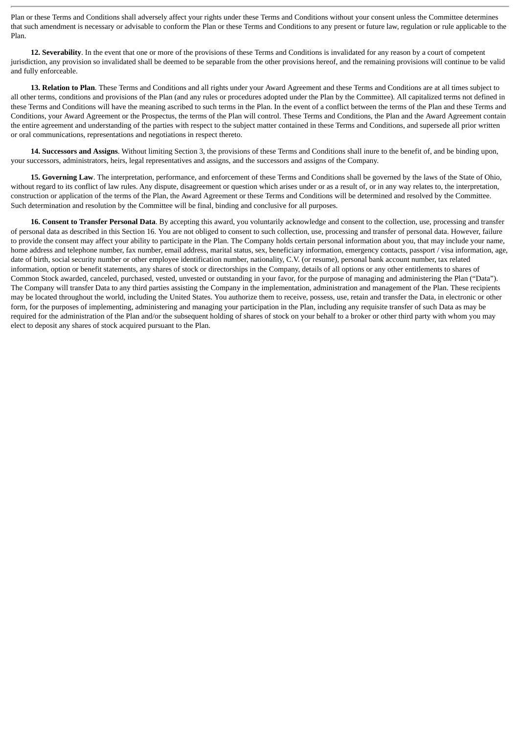Plan or these Terms and Conditions shall adversely affect your rights under these Terms and Conditions without your consent unless the Committee determines that such amendment is necessary or advisable to conform the Plan or these Terms and Conditions to any present or future law, regulation or rule applicable to the Plan.

**12. Severability**. In the event that one or more of the provisions of these Terms and Conditions is invalidated for any reason by a court of competent jurisdiction, any provision so invalidated shall be deemed to be separable from the other provisions hereof, and the remaining provisions will continue to be valid and fully enforceable.

**13. Relation to Plan**. These Terms and Conditions and all rights under your Award Agreement and these Terms and Conditions are at all times subject to all other terms, conditions and provisions of the Plan (and any rules or procedures adopted under the Plan by the Committee). All capitalized terms not defined in these Terms and Conditions will have the meaning ascribed to such terms in the Plan. In the event of a conflict between the terms of the Plan and these Terms and Conditions, your Award Agreement or the Prospectus, the terms of the Plan will control. These Terms and Conditions, the Plan and the Award Agreement contain the entire agreement and understanding of the parties with respect to the subject matter contained in these Terms and Conditions, and supersede all prior written or oral communications, representations and negotiations in respect thereto.

**14. Successors and Assigns**. Without limiting Section 3, the provisions of these Terms and Conditions shall inure to the benefit of, and be binding upon, your successors, administrators, heirs, legal representatives and assigns, and the successors and assigns of the Company.

**15. Governing Law**. The interpretation, performance, and enforcement of these Terms and Conditions shall be governed by the laws of the State of Ohio, without regard to its conflict of law rules. Any dispute, disagreement or question which arises under or as a result of, or in any way relates to, the interpretation, construction or application of the terms of the Plan, the Award Agreement or these Terms and Conditions will be determined and resolved by the Committee. Such determination and resolution by the Committee will be final, binding and conclusive for all purposes.

**16. Consent to Transfer Personal Data**. By accepting this award, you voluntarily acknowledge and consent to the collection, use, processing and transfer of personal data as described in this Section 16. You are not obliged to consent to such collection, use, processing and transfer of personal data. However, failure to provide the consent may affect your ability to participate in the Plan. The Company holds certain personal information about you, that may include your name, home address and telephone number, fax number, email address, marital status, sex, beneficiary information, emergency contacts, passport / visa information, age, date of birth, social security number or other employee identification number, nationality, C.V. (or resume), personal bank account number, tax related information, option or benefit statements, any shares of stock or directorships in the Company, details of all options or any other entitlements to shares of Common Stock awarded, canceled, purchased, vested, unvested or outstanding in your favor, for the purpose of managing and administering the Plan ("Data"). The Company will transfer Data to any third parties assisting the Company in the implementation, administration and management of the Plan. These recipients may be located throughout the world, including the United States. You authorize them to receive, possess, use, retain and transfer the Data, in electronic or other form, for the purposes of implementing, administering and managing your participation in the Plan, including any requisite transfer of such Data as may be required for the administration of the Plan and/or the subsequent holding of shares of stock on your behalf to a broker or other third party with whom you may elect to deposit any shares of stock acquired pursuant to the Plan.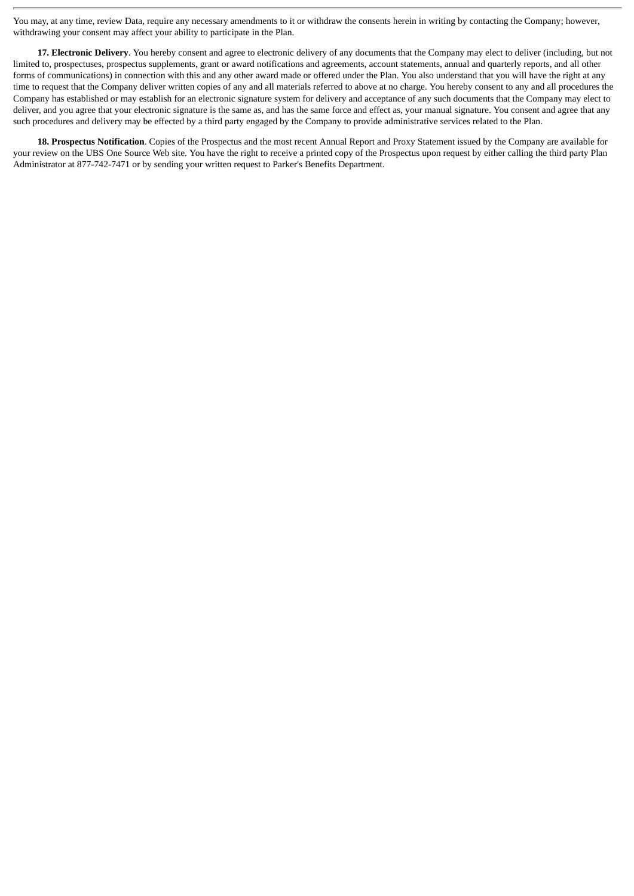You may, at any time, review Data, require any necessary amendments to it or withdraw the consents herein in writing by contacting the Company; however, withdrawing your consent may affect your ability to participate in the Plan.

**17. Electronic Delivery**. You hereby consent and agree to electronic delivery of any documents that the Company may elect to deliver (including, but not limited to, prospectuses, prospectus supplements, grant or award notifications and agreements, account statements, annual and quarterly reports, and all other forms of communications) in connection with this and any other award made or offered under the Plan. You also understand that you will have the right at any time to request that the Company deliver written copies of any and all materials referred to above at no charge. You hereby consent to any and all procedures the Company has established or may establish for an electronic signature system for delivery and acceptance of any such documents that the Company may elect to deliver, and you agree that your electronic signature is the same as, and has the same force and effect as, your manual signature. You consent and agree that any such procedures and delivery may be effected by a third party engaged by the Company to provide administrative services related to the Plan.

**18. Prospectus Notification**. Copies of the Prospectus and the most recent Annual Report and Proxy Statement issued by the Company are available for your review on the UBS One Source Web site. You have the right to receive a printed copy of the Prospectus upon request by either calling the third party Plan Administrator at 877-742-7471 or by sending your written request to Parker's Benefits Department.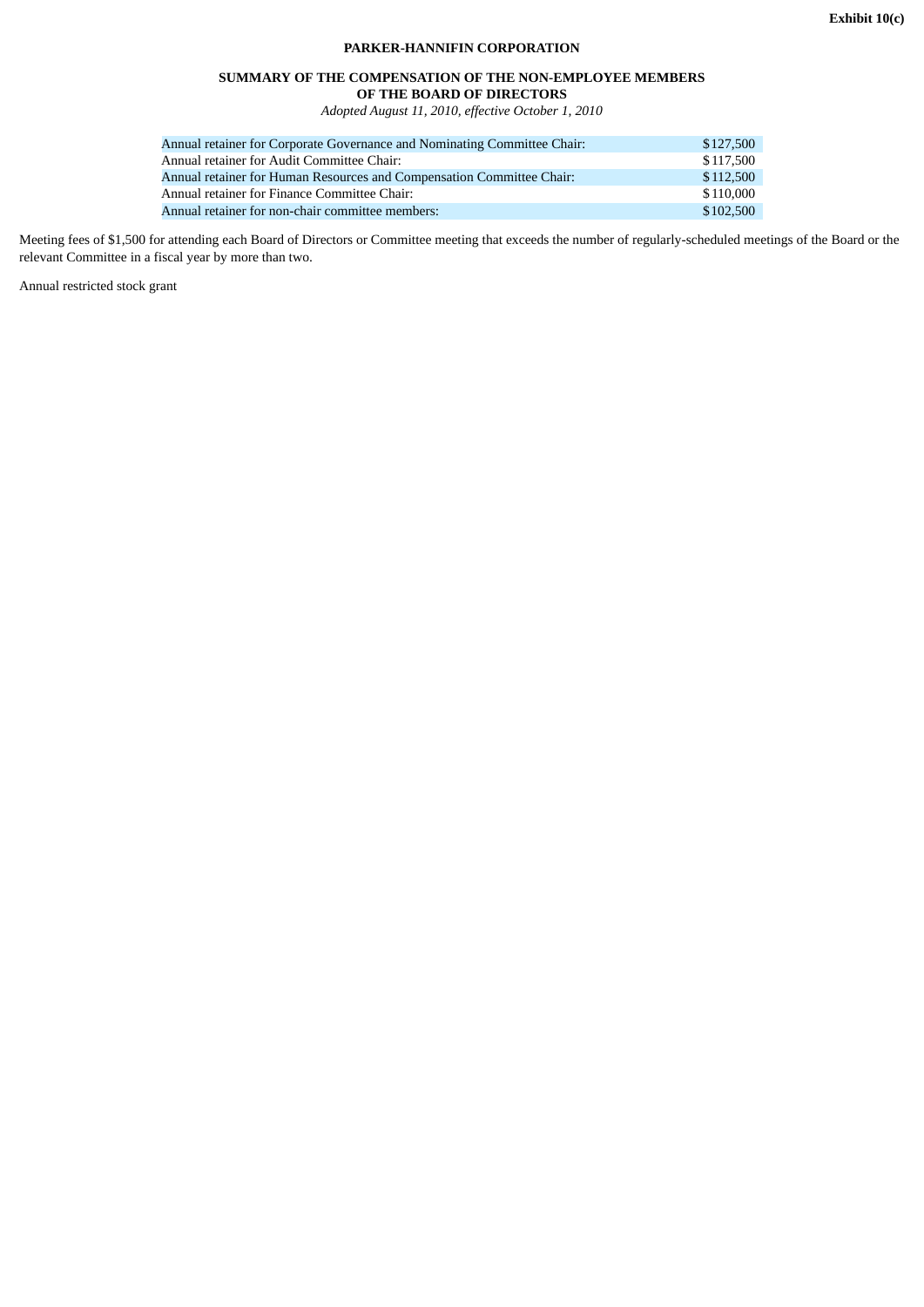**Exhibit 10(c)**

**PARKER-HANNIFIN CORPORATION**

**SUMMARY OF THE COMPENSATION OF THE NON-EMPLOYEE MEMBERS OF THE BOARD OF DIRECTORS**

*Adopted August 11, 2010, effective October 1, 2010*

| | |
|---|---|
| Annual retainer for Corporate Governance and Nominating Committee Chair: | $127,500 |
| Annual retainer for Audit Committee Chair: | $117,500 |
| Annual retainer for Human Resources and Compensation Committee Chair: | $112,500 |
| Annual retainer for Finance Committee Chair: | $110,000 |
| Annual retainer for non-chair committee members: | $102,500 |

Meeting fees of $1,500 for attending each Board of Directors or Committee meeting that exceeds the number of regularly-scheduled meetings of the Board or the relevant Committee in a fiscal year by more than two.

Annual restricted stock grant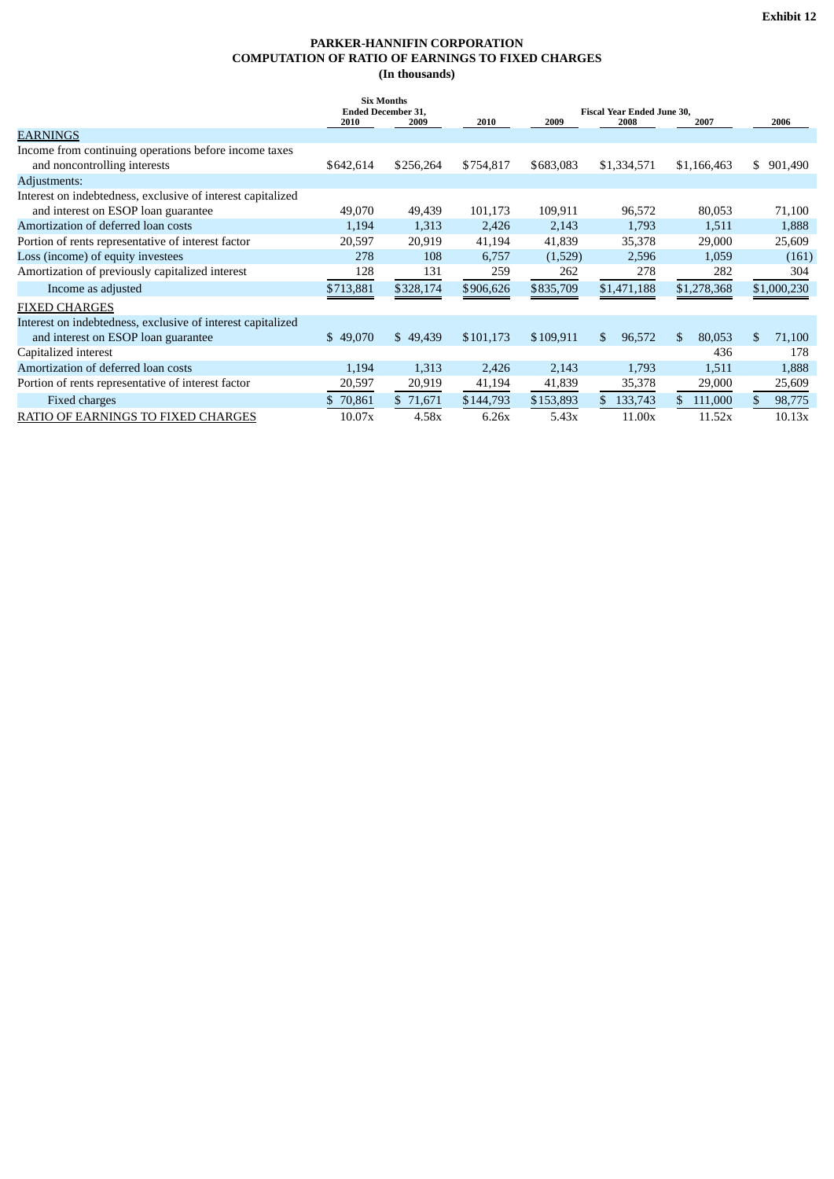**Exhibit 12**

**PARKER-HANNIFIN CORPORATION**
**COMPUTATION OF RATIO OF EARNINGS TO FIXED CHARGES**
**(In thousands)**

| | Six Months Ended December 31, | | Fiscal Year Ended June 30, | | | | |
|---|---|---|---|---|---|---|---|
| | 2010 | 2009 | 2010 | 2009 | 2008 | 2007 | 2006 |
| EARNINGS | | | | | | | |
| Income from continuing operations before income taxes and noncontrolling interests | $642,614 | $256,264 | $754,817 | $683,083 | $1,334,571 | $1,166,463 | $ 901,490 |
| Adjustments: | | | | | | | |
| Interest on indebtedness, exclusive of interest capitalized and interest on ESOP loan guarantee | 49,070 | 49,439 | 101,173 | 109,911 | 96,572 | 80,053 | 71,100 |
| Amortization of deferred loan costs | 1,194 | 1,313 | 2,426 | 2,143 | 1,793 | 1,511 | 1,888 |
| Portion of rents representative of interest factor | 20,597 | 20,919 | 41,194 | 41,839 | 35,378 | 29,000 | 25,609 |
| Loss (income) of equity investees | 278 | 108 | 6,757 | (1,529) | 2,596 | 1,059 | (161) |
| Amortization of previously capitalized interest | 128 | 131 | 259 | 262 | 278 | 282 | 304 |
| Income as adjusted | $713,881 | $328,174 | $906,626 | $835,709 | $1,471,188 | $1,278,368 | $1,000,230 |
| FIXED CHARGES | | | | | | | |
| Interest on indebtedness, exclusive of interest capitalized and interest on ESOP loan guarantee | $ 49,070 | $ 49,439 | $101,173 | $109,911 | $ 96,572 | $ 80,053 | $ 71,100 |
| Capitalized interest | | | | | | 436 | 178 |
| Amortization of deferred loan costs | 1,194 | 1,313 | 2,426 | 2,143 | 1,793 | 1,511 | 1,888 |
| Portion of rents representative of interest factor | 20,597 | 20,919 | 41,194 | 41,839 | 35,378 | 29,000 | 25,609 |
| Fixed charges | $ 70,861 | $ 71,671 | $144,793 | $153,893 | $ 133,743 | $ 111,000 | $ 98,775 |
| RATIO OF EARNINGS TO FIXED CHARGES | 10.07x | 4.58x | 6.26x | 5.43x | 11.00x | 11.52x | 10.13x |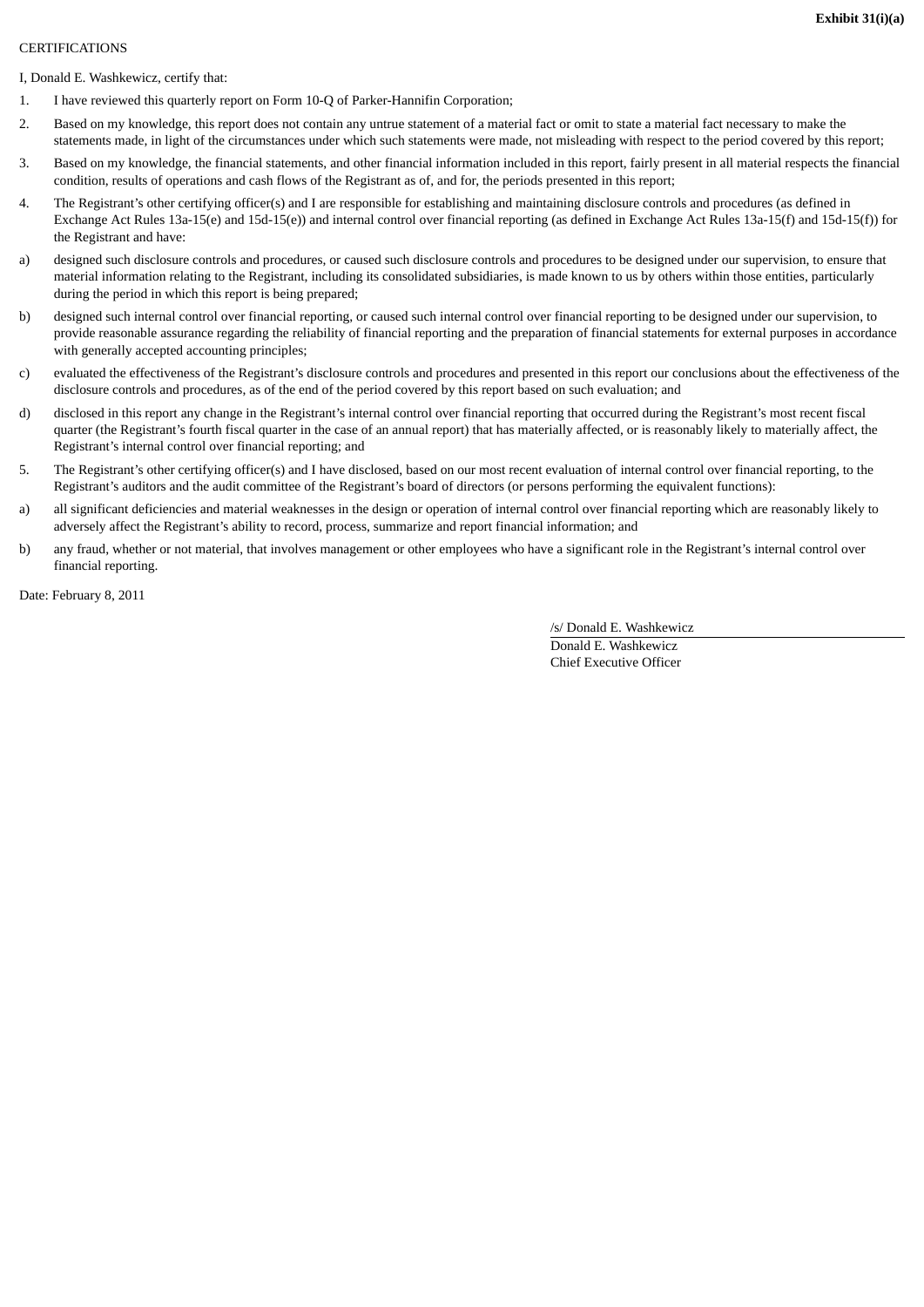**Exhibit 31(i)(a)**

CERTIFICATIONS

I, Donald E. Washkewicz, certify that:

1. I have reviewed this quarterly report on Form 10-Q of Parker-Hannifin Corporation;
2. Based on my knowledge, this report does not contain any untrue statement of a material fact or omit to state a material fact necessary to make the statements made, in light of the circumstances under which such statements were made, not misleading with respect to the period covered by this report;
3. Based on my knowledge, the financial statements, and other financial information included in this report, fairly present in all material respects the financial condition, results of operations and cash flows of the Registrant as of, and for, the periods presented in this report;
4. The Registrant's other certifying officer(s) and I are responsible for establishing and maintaining disclosure controls and procedures (as defined in Exchange Act Rules 13a-15(e) and 15d-15(e)) and internal control over financial reporting (as defined in Exchange Act Rules 13a-15(f) and 15d-15(f)) for the Registrant and have:

a) designed such disclosure controls and procedures, or caused such disclosure controls and procedures to be designed under our supervision, to ensure that material information relating to the Registrant, including its consolidated subsidiaries, is made known to us by others within those entities, particularly during the period in which this report is being prepared;

b) designed such internal control over financial reporting, or caused such internal control over financial reporting to be designed under our supervision, to provide reasonable assurance regarding the reliability of financial reporting and the preparation of financial statements for external purposes in accordance with generally accepted accounting principles;

c) evaluated the effectiveness of the Registrant's disclosure controls and procedures and presented in this report our conclusions about the effectiveness of the disclosure controls and procedures, as of the end of the period covered by this report based on such evaluation; and

d) disclosed in this report any change in the Registrant's internal control over financial reporting that occurred during the Registrant's most recent fiscal quarter (the Registrant's fourth fiscal quarter in the case of an annual report) that has materially affected, or is reasonably likely to materially affect, the Registrant's internal control over financial reporting; and

5. The Registrant's other certifying officer(s) and I have disclosed, based on our most recent evaluation of internal control over financial reporting, to the Registrant's auditors and the audit committee of the Registrant's board of directors (or persons performing the equivalent functions):

a) all significant deficiencies and material weaknesses in the design or operation of internal control over financial reporting which are reasonably likely to adversely affect the Registrant's ability to record, process, summarize and report financial information; and

b) any fraud, whether or not material, that involves management or other employees who have a significant role in the Registrant's internal control over financial reporting.

Date: February 8, 2011

/s/ Donald E. Washkewicz
Donald E. Washkewicz
Chief Executive Officer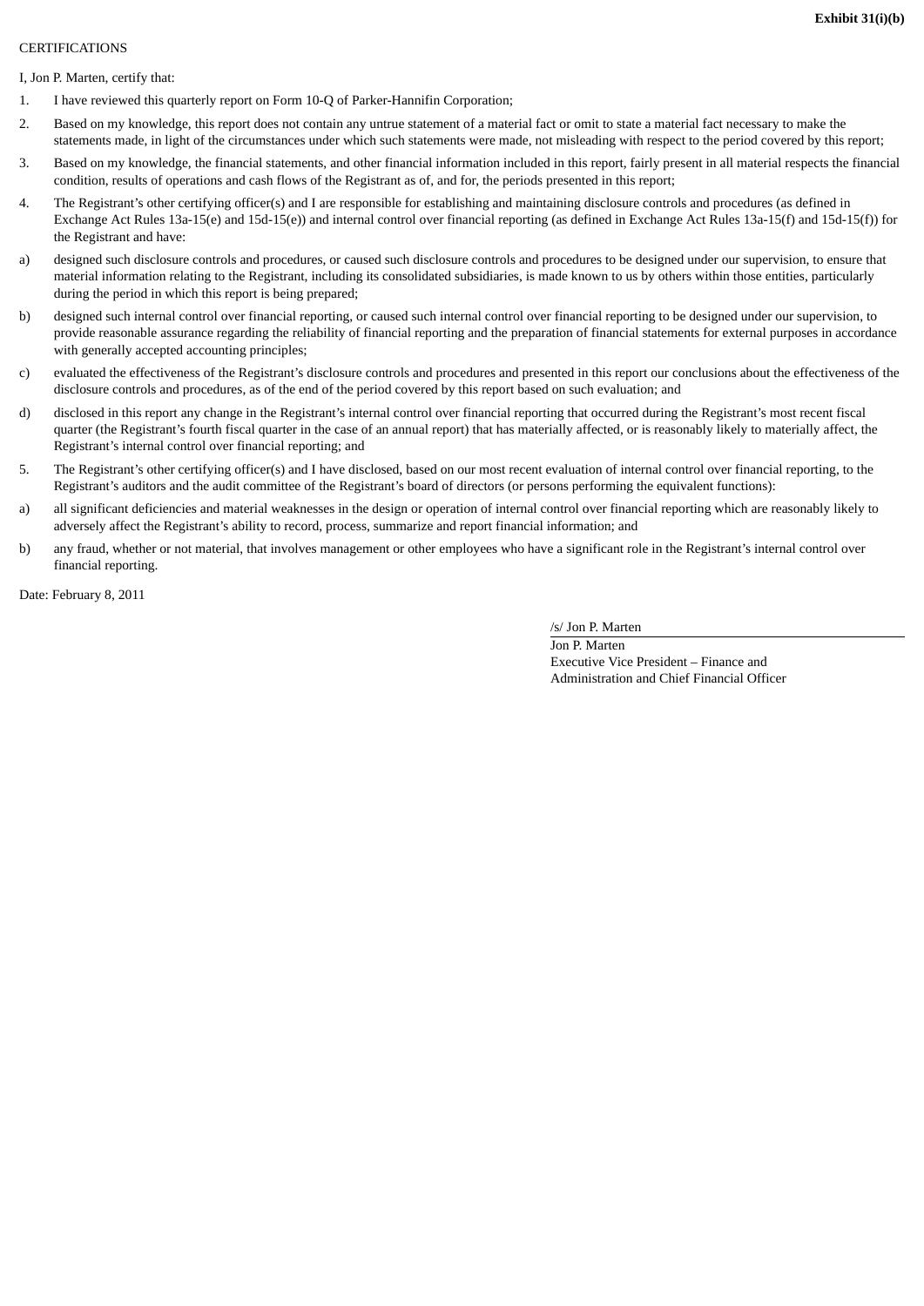**Exhibit 31(i)(b)**

CERTIFICATIONS

I, Jon P. Marten, certify that:

1. I have reviewed this quarterly report on Form 10-Q of Parker-Hannifin Corporation;
2. Based on my knowledge, this report does not contain any untrue statement of a material fact or omit to state a material fact necessary to make the statements made, in light of the circumstances under which such statements were made, not misleading with respect to the period covered by this report;
3. Based on my knowledge, the financial statements, and other financial information included in this report, fairly present in all material respects the financial condition, results of operations and cash flows of the Registrant as of, and for, the periods presented in this report;
4. The Registrant's other certifying officer(s) and I are responsible for establishing and maintaining disclosure controls and procedures (as defined in Exchange Act Rules 13a-15(e) and 15d-15(e)) and internal control over financial reporting (as defined in Exchange Act Rules 13a-15(f) and 15d-15(f)) for the Registrant and have:

a) designed such disclosure controls and procedures, or caused such disclosure controls and procedures to be designed under our supervision, to ensure that material information relating to the Registrant, including its consolidated subsidiaries, is made known to us by others within those entities, particularly during the period in which this report is being prepared;

b) designed such internal control over financial reporting, or caused such internal control over financial reporting to be designed under our supervision, to provide reasonable assurance regarding the reliability of financial reporting and the preparation of financial statements for external purposes in accordance with generally accepted accounting principles;

c) evaluated the effectiveness of the Registrant's disclosure controls and procedures and presented in this report our conclusions about the effectiveness of the disclosure controls and procedures, as of the end of the period covered by this report based on such evaluation; and

d) disclosed in this report any change in the Registrant's internal control over financial reporting that occurred during the Registrant's most recent fiscal quarter (the Registrant's fourth fiscal quarter in the case of an annual report) that has materially affected, or is reasonably likely to materially affect, the Registrant's internal control over financial reporting; and

5. The Registrant's other certifying officer(s) and I have disclosed, based on our most recent evaluation of internal control over financial reporting, to the Registrant's auditors and the audit committee of the Registrant's board of directors (or persons performing the equivalent functions):

a) all significant deficiencies and material weaknesses in the design or operation of internal control over financial reporting which are reasonably likely to adversely affect the Registrant's ability to record, process, summarize and report financial information; and

b) any fraud, whether or not material, that involves management or other employees who have a significant role in the Registrant's internal control over financial reporting.

Date: February 8, 2011

/s/ Jon P. Marten

Jon P. Marten
Executive Vice President – Finance and Administration and Chief Financial Officer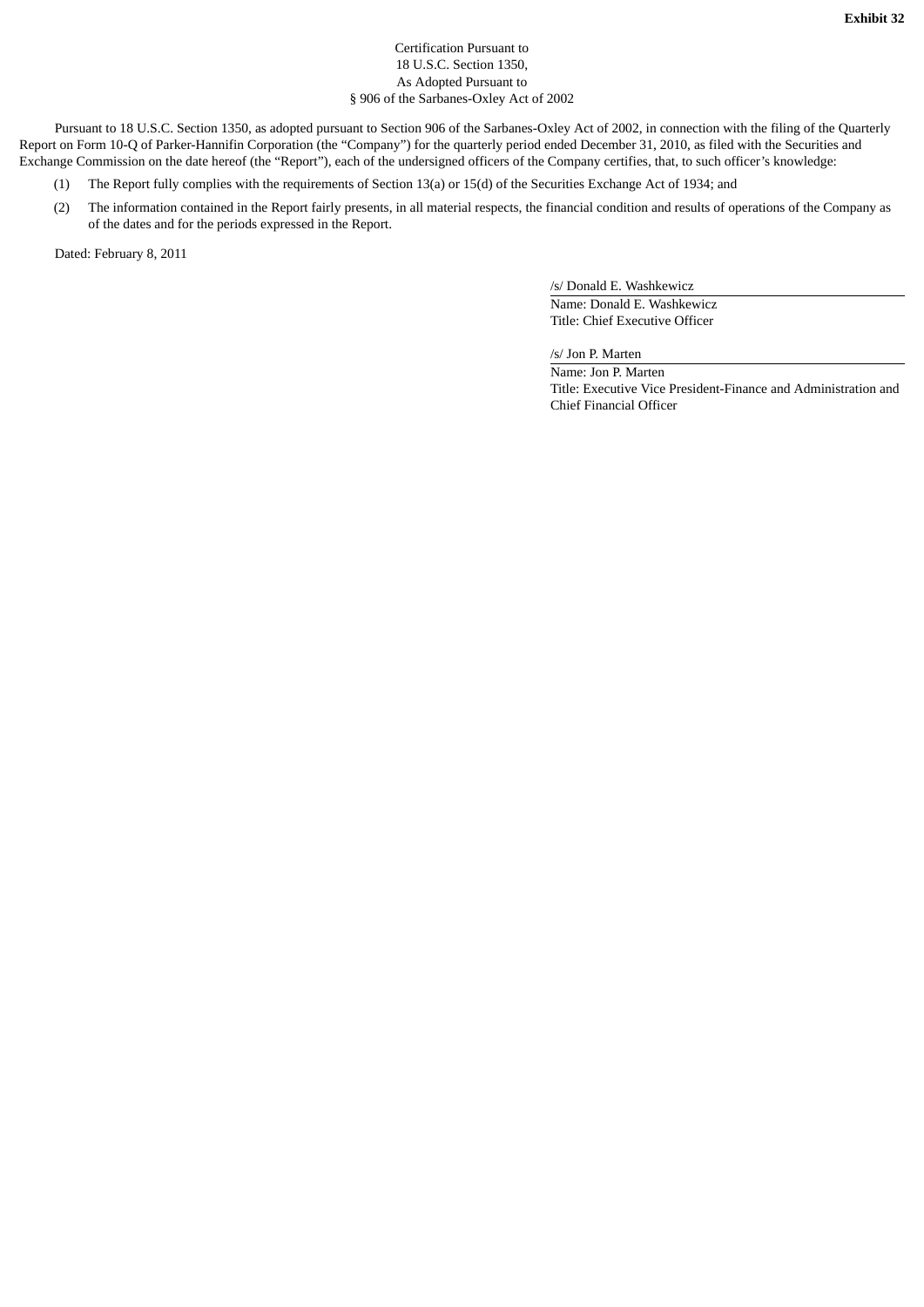**Exhibit 32**

Certification Pursuant to
18 U.S.C. Section 1350,
As Adopted Pursuant to
§ 906 of the Sarbanes-Oxley Act of 2002

Pursuant to 18 U.S.C. Section 1350, as adopted pursuant to Section 906 of the Sarbanes-Oxley Act of 2002, in connection with the filing of the Quarterly Report on Form 10-Q of Parker-Hannifin Corporation (the "Company") for the quarterly period ended December 31, 2010, as filed with the Securities and Exchange Commission on the date hereof (the "Report"), each of the undersigned officers of the Company certifies, that, to such officer's knowledge:

(1) The Report fully complies with the requirements of Section 13(a) or 15(d) of the Securities Exchange Act of 1934; and

(2) The information contained in the Report fairly presents, in all material respects, the financial condition and results of operations of the Company as of the dates and for the periods expressed in the Report.

Dated: February 8, 2011

/s/ Donald E. Washkewicz
Name: Donald E. Washkewicz
Title: Chief Executive Officer

/s/ Jon P. Marten
Name: Jon P. Marten
Title: Executive Vice President-Finance and Administration and Chief Financial Officer